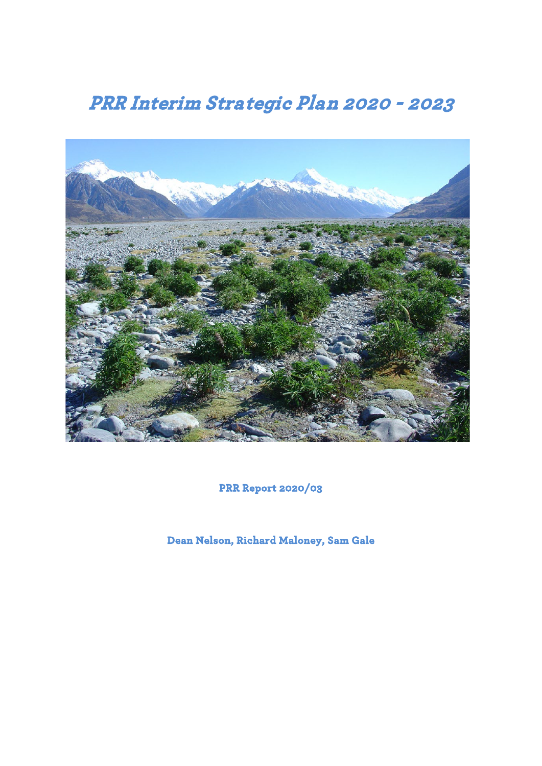# *PRR Interim Strategic Plan 2020 - 2023*

**PRR Report 2020/03**

**Dean Nelson, Richard Maloney, Sam Gale**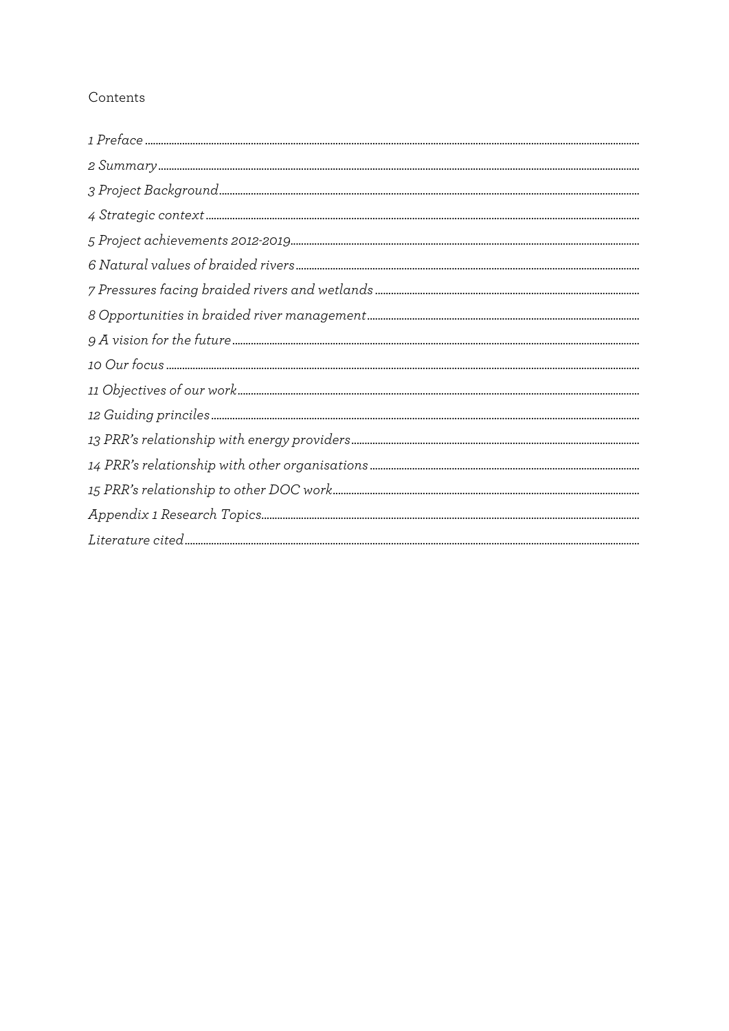Contents

*1 Preface*
*2 Summary*
*3 Project Background*
*4 Strategic context*
*5 Project achievements 2012-2019*
*6 Natural values of braided rivers*
*7 Pressures facing braided rivers and wetlands*
*8 Opportunities in braided river management*
*9 A vision for the future*
*10 Our focus*
*11 Objectives of our work*
*12 Guiding princiles*
*13 PRR's relationship with energy providers*
*14 PRR's relationship with other organisations*
*15 PRR's relationship to other DOC work*
*Appendix 1 Research Topics*
*Literature cited*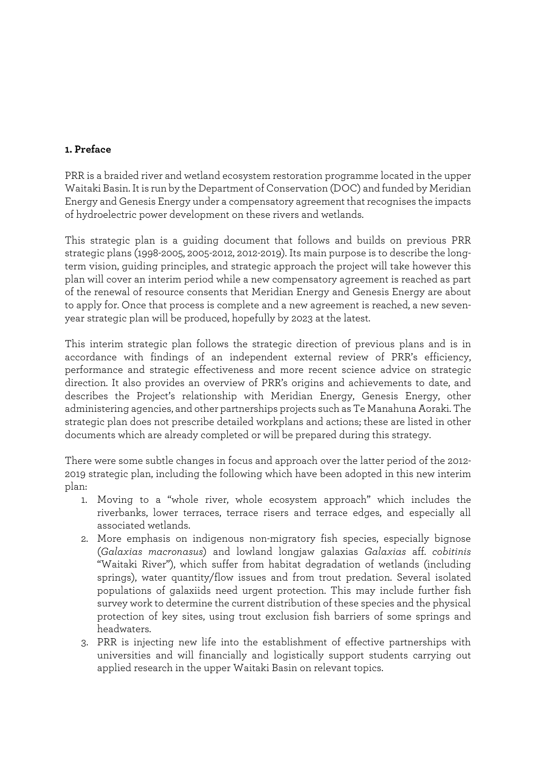## 1. Preface

PRR is a braided river and wetland ecosystem restoration programme located in the upper Waitaki Basin. It is run by the Department of Conservation (DOC) and funded by Meridian Energy and Genesis Energy under a compensatory agreement that recognises the impacts of hydroelectric power development on these rivers and wetlands.

This strategic plan is a guiding document that follows and builds on previous PRR strategic plans (1998-2005, 2005-2012, 2012-2019). Its main purpose is to describe the long-term vision, guiding principles, and strategic approach the project will take however this plan will cover an interim period while a new compensatory agreement is reached as part of the renewal of resource consents that Meridian Energy and Genesis Energy are about to apply for. Once that process is complete and a new agreement is reached, a new seven-year strategic plan will be produced, hopefully by 2023 at the latest.

This interim strategic plan follows the strategic direction of previous plans and is in accordance with findings of an independent external review of PRR's efficiency, performance and strategic effectiveness and more recent science advice on strategic direction. It also provides an overview of PRR's origins and achievements to date, and describes the Project's relationship with Meridian Energy, Genesis Energy, other administering agencies, and other partnerships projects such as Te Manahuna Aoraki. The strategic plan does not prescribe detailed workplans and actions; these are listed in other documents which are already completed or will be prepared during this strategy.

There were some subtle changes in focus and approach over the latter period of the 2012-2019 strategic plan, including the following which have been adopted in this new interim plan:

1. Moving to a "whole river, whole ecosystem approach" which includes the riverbanks, lower terraces, terrace risers and terrace edges, and especially all associated wetlands.
2. More emphasis on indigenous non-migratory fish species, especially bignose (*Galaxias macronasus*) and lowland longjaw galaxias *Galaxias* aff. *cobitinis* "Waitaki River"), which suffer from habitat degradation of wetlands (including springs), water quantity/flow issues and from trout predation. Several isolated populations of galaxiids need urgent protection. This may include further fish survey work to determine the current distribution of these species and the physical protection of key sites, using trout exclusion fish barriers of some springs and headwaters.
3. PRR is injecting new life into the establishment of effective partnerships with universities and will financially and logistically support students carrying out applied research in the upper Waitaki Basin on relevant topics.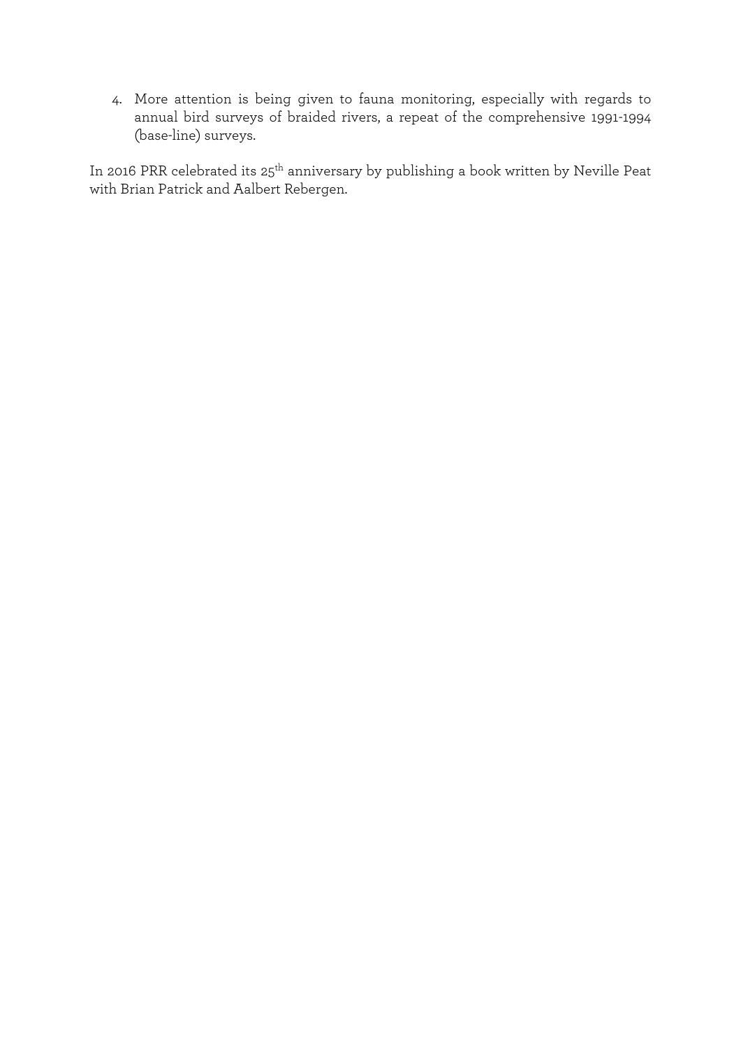4. More attention is being given to fauna monitoring, especially with regards to annual bird surveys of braided rivers, a repeat of the comprehensive 1991-1994 (base-line) surveys.

In 2016 PRR celebrated its 25$^{th}$ anniversary by publishing a book written by Neville Peat with Brian Patrick and Aalbert Rebergen.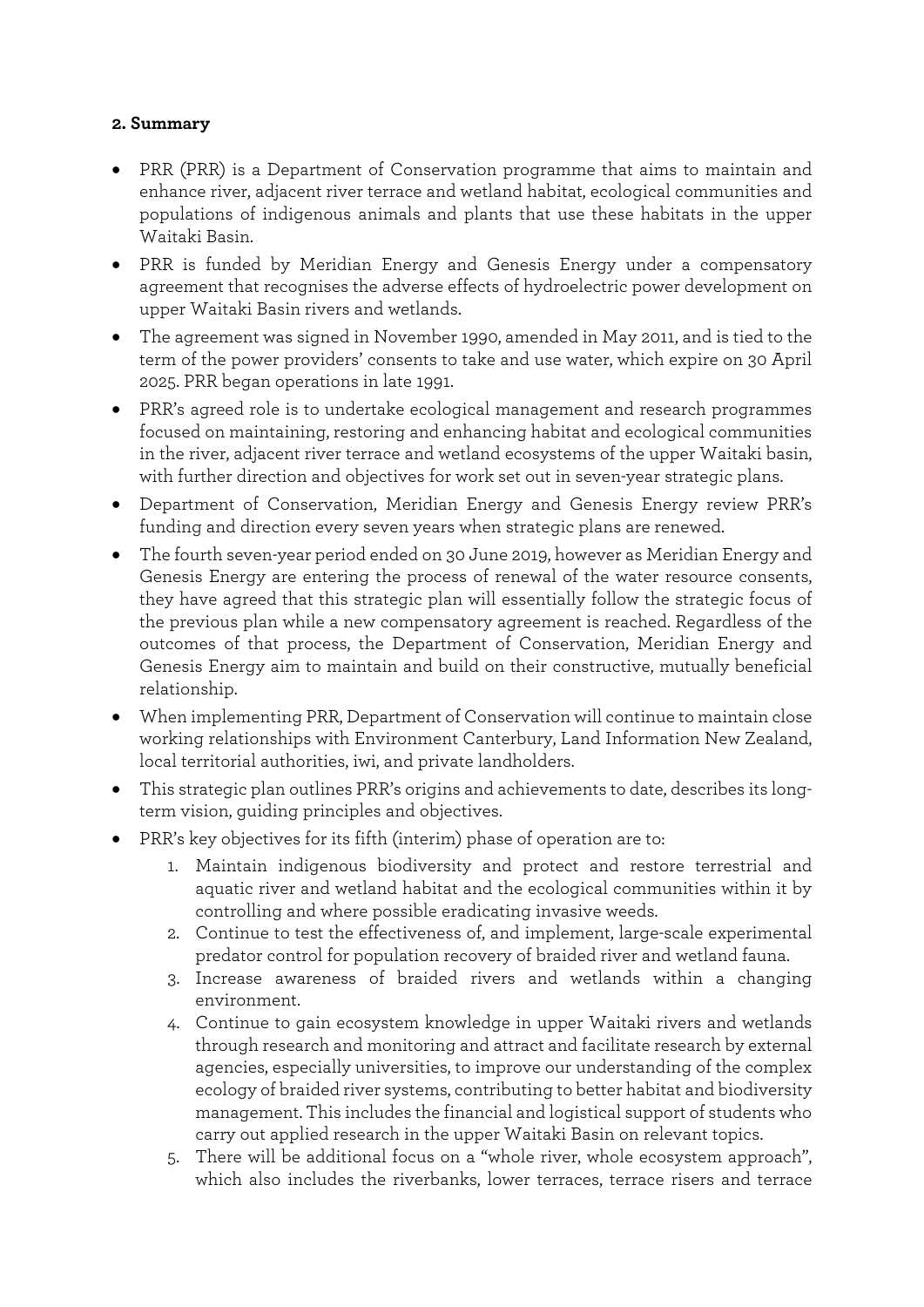**2. Summary**

- PRR (PRR) is a Department of Conservation programme that aims to maintain and enhance river, adjacent river terrace and wetland habitat, ecological communities and populations of indigenous animals and plants that use these habitats in the upper Waitaki Basin.
- PRR is funded by Meridian Energy and Genesis Energy under a compensatory agreement that recognises the adverse effects of hydroelectric power development on upper Waitaki Basin rivers and wetlands.
- The agreement was signed in November 1990, amended in May 2011, and is tied to the term of the power providers' consents to take and use water, which expire on 30 April 2025. PRR began operations in late 1991.
- PRR's agreed role is to undertake ecological management and research programmes focused on maintaining, restoring and enhancing habitat and ecological communities in the river, adjacent river terrace and wetland ecosystems of the upper Waitaki basin, with further direction and objectives for work set out in seven-year strategic plans.
- Department of Conservation, Meridian Energy and Genesis Energy review PRR's funding and direction every seven years when strategic plans are renewed.
- The fourth seven-year period ended on 30 June 2019, however as Meridian Energy and Genesis Energy are entering the process of renewal of the water resource consents, they have agreed that this strategic plan will essentially follow the strategic focus of the previous plan while a new compensatory agreement is reached. Regardless of the outcomes of that process, the Department of Conservation, Meridian Energy and Genesis Energy aim to maintain and build on their constructive, mutually beneficial relationship.
- When implementing PRR, Department of Conservation will continue to maintain close working relationships with Environment Canterbury, Land Information New Zealand, local territorial authorities, iwi, and private landholders.
- This strategic plan outlines PRR's origins and achievements to date, describes its long-term vision, guiding principles and objectives.
- PRR's key objectives for its fifth (interim) phase of operation are to:
  1. Maintain indigenous biodiversity and protect and restore terrestrial and aquatic river and wetland habitat and the ecological communities within it by controlling and where possible eradicating invasive weeds.
  2. Continue to test the effectiveness of, and implement, large-scale experimental predator control for population recovery of braided river and wetland fauna.
  3. Increase awareness of braided rivers and wetlands within a changing environment.
  4. Continue to gain ecosystem knowledge in upper Waitaki rivers and wetlands through research and monitoring and attract and facilitate research by external agencies, especially universities, to improve our understanding of the complex ecology of braided river systems, contributing to better habitat and biodiversity management. This includes the financial and logistical support of students who carry out applied research in the upper Waitaki Basin on relevant topics.
  5. There will be additional focus on a "whole river, whole ecosystem approach", which also includes the riverbanks, lower terraces, terrace risers and terrace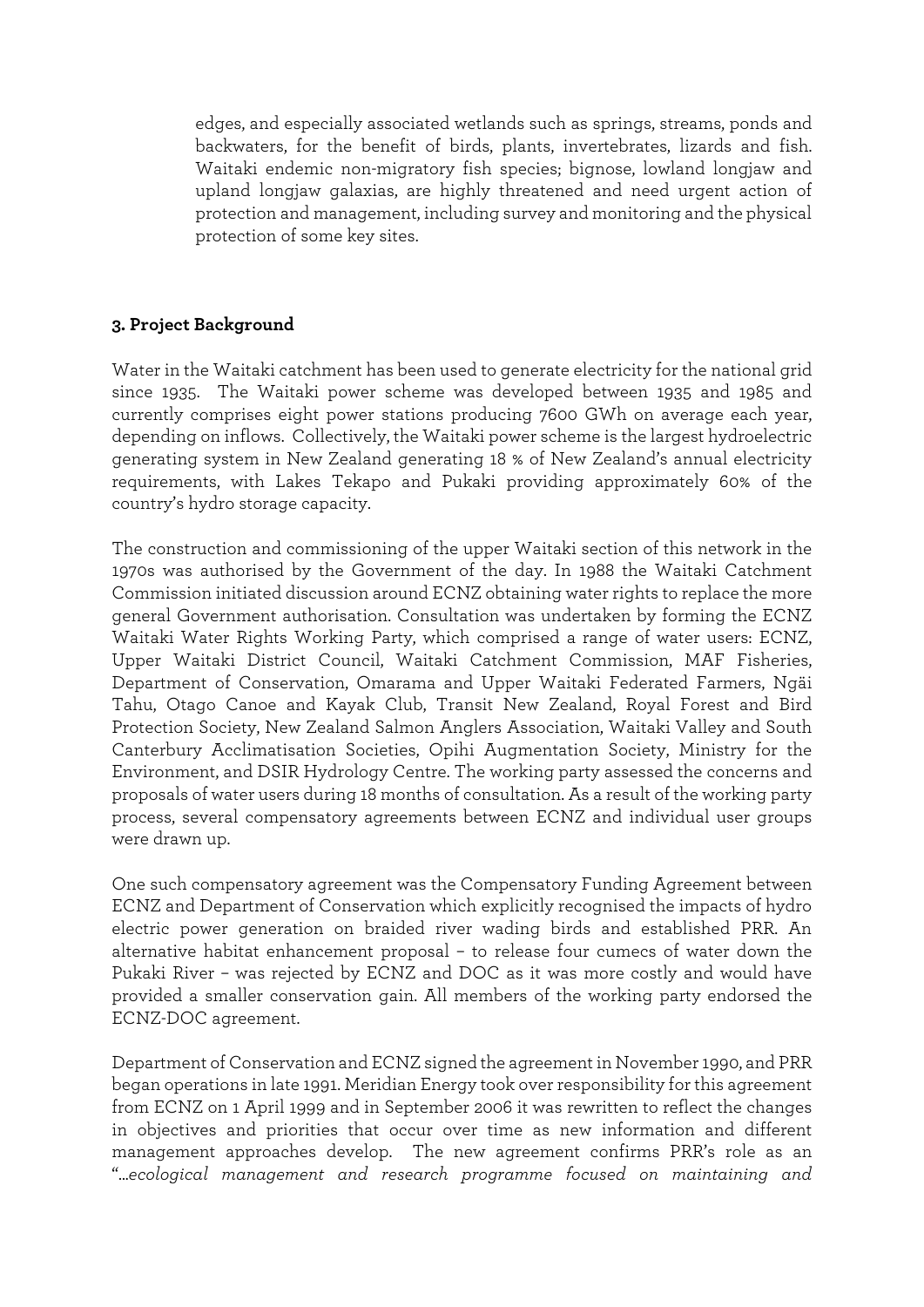edges, and especially associated wetlands such as springs, streams, ponds and backwaters, for the benefit of birds, plants, invertebrates, lizards and fish. Waitaki endemic non-migratory fish species; bignose, lowland longjaw and upland longjaw galaxias, are highly threatened and need urgent action of protection and management, including survey and monitoring and the physical protection of some key sites.

### 3. Project Background

Water in the Waitaki catchment has been used to generate electricity for the national grid since 1935. The Waitaki power scheme was developed between 1935 and 1985 and currently comprises eight power stations producing 7600 GWh on average each year, depending on inflows. Collectively, the Waitaki power scheme is the largest hydroelectric generating system in New Zealand generating 18 % of New Zealand's annual electricity requirements, with Lakes Tekapo and Pukaki providing approximately 60% of the country's hydro storage capacity.

The construction and commissioning of the upper Waitaki section of this network in the 1970s was authorised by the Government of the day. In 1988 the Waitaki Catchment Commission initiated discussion around ECNZ obtaining water rights to replace the more general Government authorisation. Consultation was undertaken by forming the ECNZ Waitaki Water Rights Working Party, which comprised a range of water users: ECNZ, Upper Waitaki District Council, Waitaki Catchment Commission, MAF Fisheries, Department of Conservation, Omarama and Upper Waitaki Federated Farmers, Ngäi Tahu, Otago Canoe and Kayak Club, Transit New Zealand, Royal Forest and Bird Protection Society, New Zealand Salmon Anglers Association, Waitaki Valley and South Canterbury Acclimatisation Societies, Opihi Augmentation Society, Ministry for the Environment, and DSIR Hydrology Centre. The working party assessed the concerns and proposals of water users during 18 months of consultation. As a result of the working party process, several compensatory agreements between ECNZ and individual user groups were drawn up.

One such compensatory agreement was the Compensatory Funding Agreement between ECNZ and Department of Conservation which explicitly recognised the impacts of hydro electric power generation on braided river wading birds and established PRR. An alternative habitat enhancement proposal – to release four cumecs of water down the Pukaki River – was rejected by ECNZ and DOC as it was more costly and would have provided a smaller conservation gain. All members of the working party endorsed the ECNZ-DOC agreement.

Department of Conservation and ECNZ signed the agreement in November 1990, and PRR began operations in late 1991. Meridian Energy took over responsibility for this agreement from ECNZ on 1 April 1999 and in September 2006 it was rewritten to reflect the changes in objectives and priorities that occur over time as new information and different management approaches develop. The new agreement confirms PRR's role as an "*…ecological management and research programme focused on maintaining and*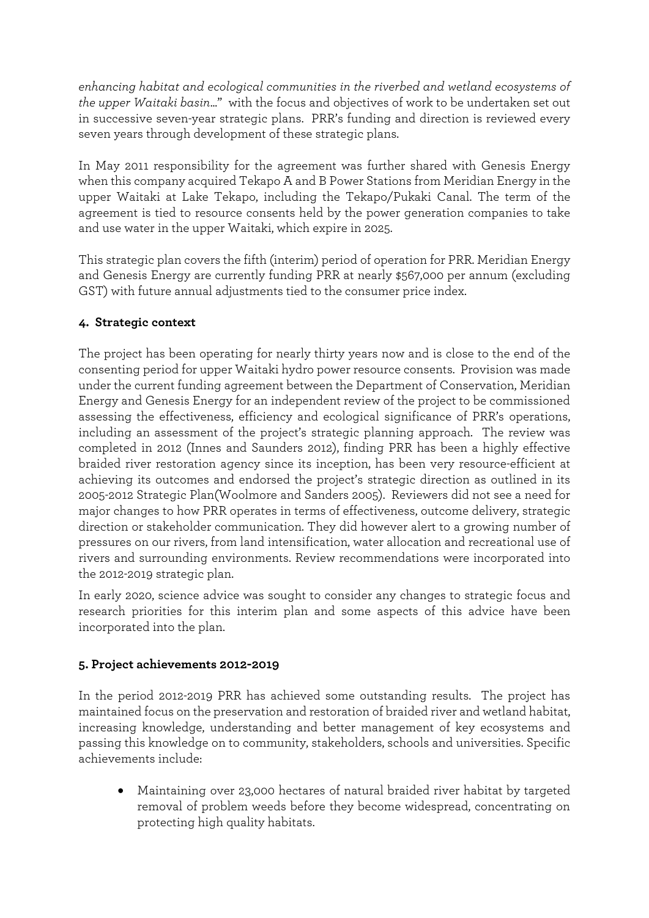*enhancing habitat and ecological communities in the riverbed and wetland ecosystems of the upper Waitaki basin…*" with the focus and objectives of work to be undertaken set out in successive seven-year strategic plans. PRR's funding and direction is reviewed every seven years through development of these strategic plans.

In May 2011 responsibility for the agreement was further shared with Genesis Energy when this company acquired Tekapo A and B Power Stations from Meridian Energy in the upper Waitaki at Lake Tekapo, including the Tekapo/Pukaki Canal. The term of the agreement is tied to resource consents held by the power generation companies to take and use water in the upper Waitaki, which expire in 2025.

This strategic plan covers the fifth (interim) period of operation for PRR. Meridian Energy and Genesis Energy are currently funding PRR at nearly $567,000 per annum (excluding GST) with future annual adjustments tied to the consumer price index.

## 4. Strategic context

The project has been operating for nearly thirty years now and is close to the end of the consenting period for upper Waitaki hydro power resource consents. Provision was made under the current funding agreement between the Department of Conservation, Meridian Energy and Genesis Energy for an independent review of the project to be commissioned assessing the effectiveness, efficiency and ecological significance of PRR's operations, including an assessment of the project's strategic planning approach. The review was completed in 2012 (Innes and Saunders 2012), finding PRR has been a highly effective braided river restoration agency since its inception, has been very resource-efficient at achieving its outcomes and endorsed the project's strategic direction as outlined in its 2005-2012 Strategic Plan(Woolmore and Sanders 2005). Reviewers did not see a need for major changes to how PRR operates in terms of effectiveness, outcome delivery, strategic direction or stakeholder communication. They did however alert to a growing number of pressures on our rivers, from land intensification, water allocation and recreational use of rivers and surrounding environments. Review recommendations were incorporated into the 2012-2019 strategic plan.

In early 2020, science advice was sought to consider any changes to strategic focus and research priorities for this interim plan and some aspects of this advice have been incorporated into the plan.

## 5. Project achievements 2012-2019

In the period 2012-2019 PRR has achieved some outstanding results. The project has maintained focus on the preservation and restoration of braided river and wetland habitat, increasing knowledge, understanding and better management of key ecosystems and passing this knowledge on to community, stakeholders, schools and universities. Specific achievements include:

- Maintaining over 23,000 hectares of natural braided river habitat by targeted removal of problem weeds before they become widespread, concentrating on protecting high quality habitats.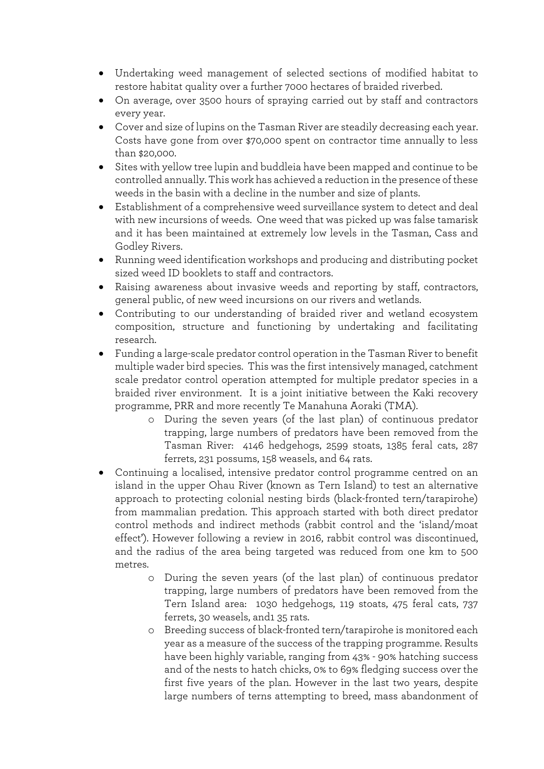- Undertaking weed management of selected sections of modified habitat to restore habitat quality over a further 7000 hectares of braided riverbed.
- On average, over 3500 hours of spraying carried out by staff and contractors every year.
- Cover and size of lupins on the Tasman River are steadily decreasing each year. Costs have gone from over $70,000 spent on contractor time annually to less than $20,000.
- Sites with yellow tree lupin and buddleia have been mapped and continue to be controlled annually. This work has achieved a reduction in the presence of these weeds in the basin with a decline in the number and size of plants.
- Establishment of a comprehensive weed surveillance system to detect and deal with new incursions of weeds. One weed that was picked up was false tamarisk and it has been maintained at extremely low levels in the Tasman, Cass and Godley Rivers.
- Running weed identification workshops and producing and distributing pocket sized weed ID booklets to staff and contractors.
- Raising awareness about invasive weeds and reporting by staff, contractors, general public, of new weed incursions on our rivers and wetlands.
- Contributing to our understanding of braided river and wetland ecosystem composition, structure and functioning by undertaking and facilitating research.
- Funding a large-scale predator control operation in the Tasman River to benefit multiple wader bird species. This was the first intensively managed, catchment scale predator control operation attempted for multiple predator species in a braided river environment. It is a joint initiative between the Kaki recovery programme, PRR and more recently Te Manahuna Aoraki (TMA).
    - During the seven years (of the last plan) of continuous predator trapping, large numbers of predators have been removed from the Tasman River: 4146 hedgehogs, 2599 stoats, 1385 feral cats, 287 ferrets, 231 possums, 158 weasels, and 64 rats.
- Continuing a localised, intensive predator control programme centred on an island in the upper Ohau River (known as Tern Island) to test an alternative approach to protecting colonial nesting birds (black-fronted tern/tarapirohe) from mammalian predation. This approach started with both direct predator control methods and indirect methods (rabbit control and the 'island/moat effect'). However following a review in 2016, rabbit control was discontinued, and the radius of the area being targeted was reduced from one km to 500 metres.
    - During the seven years (of the last plan) of continuous predator trapping, large numbers of predators have been removed from the Tern Island area: 1030 hedgehogs, 119 stoats, 475 feral cats, 737 ferrets, 30 weasels, and1 35 rats.
    - Breeding success of black-fronted tern/tarapirohe is monitored each year as a measure of the success of the trapping programme. Results have been highly variable, ranging from 43% - 90% hatching success and of the nests to hatch chicks, 0% to 69% fledging success over the first five years of the plan. However in the last two years, despite large numbers of terns attempting to breed, mass abandonment of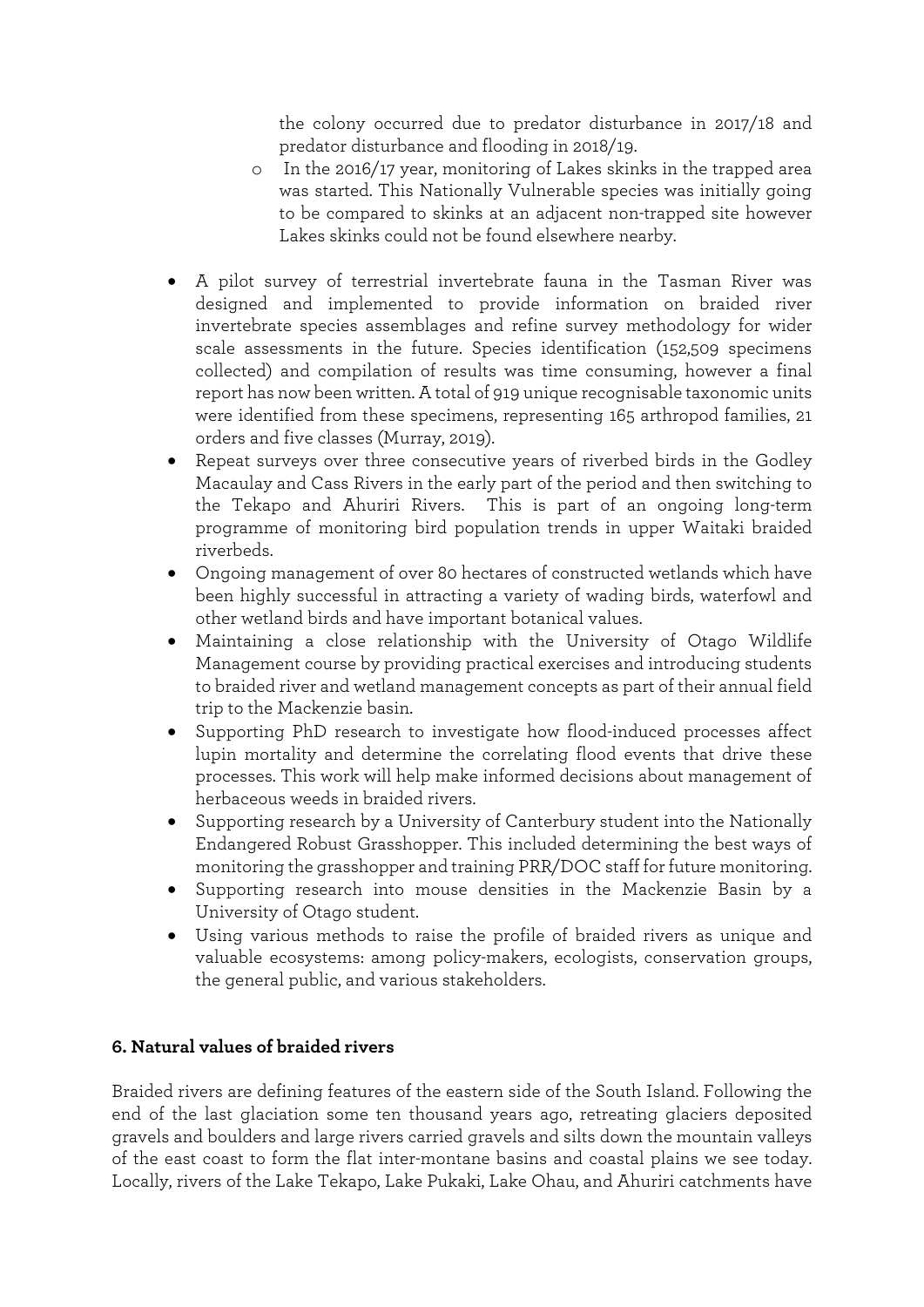the colony occurred due to predator disturbance in 2017/18 and predator disturbance and flooding in 2018/19.

    - In the 2016/17 year, monitoring of Lakes skinks in the trapped area was started. This Nationally Vulnerable species was initially going to be compared to skinks at an adjacent non-trapped site however Lakes skinks could not be found elsewhere nearby.

- A pilot survey of terrestrial invertebrate fauna in the Tasman River was designed and implemented to provide information on braided river invertebrate species assemblages and refine survey methodology for wider scale assessments in the future. Species identification (152,509 specimens collected) and compilation of results was time consuming, however a final report has now been written. A total of 919 unique recognisable taxonomic units were identified from these specimens, representing 165 arthropod families, 21 orders and five classes (Murray, 2019).
- Repeat surveys over three consecutive years of riverbed birds in the Godley Macaulay and Cass Rivers in the early part of the period and then switching to the Tekapo and Ahuriri Rivers. This is part of an ongoing long-term programme of monitoring bird population trends in upper Waitaki braided riverbeds.
- Ongoing management of over 80 hectares of constructed wetlands which have been highly successful in attracting a variety of wading birds, waterfowl and other wetland birds and have important botanical values.
- Maintaining a close relationship with the University of Otago Wildlife Management course by providing practical exercises and introducing students to braided river and wetland management concepts as part of their annual field trip to the Mackenzie basin.
- Supporting PhD research to investigate how flood-induced processes affect lupin mortality and determine the correlating flood events that drive these processes. This work will help make informed decisions about management of herbaceous weeds in braided rivers.
- Supporting research by a University of Canterbury student into the Nationally Endangered Robust Grasshopper. This included determining the best ways of monitoring the grasshopper and training PRR/DOC staff for future monitoring.
- Supporting research into mouse densities in the Mackenzie Basin by a University of Otago student.
- Using various methods to raise the profile of braided rivers as unique and valuable ecosystems: among policy-makers, ecologists, conservation groups, the general public, and various stakeholders.

## 6. Natural values of braided rivers

Braided rivers are defining features of the eastern side of the South Island. Following the end of the last glaciation some ten thousand years ago, retreating glaciers deposited gravels and boulders and large rivers carried gravels and silts down the mountain valleys of the east coast to form the flat inter-montane basins and coastal plains we see today. Locally, rivers of the Lake Tekapo, Lake Pukaki, Lake Ohau, and Ahuriri catchments have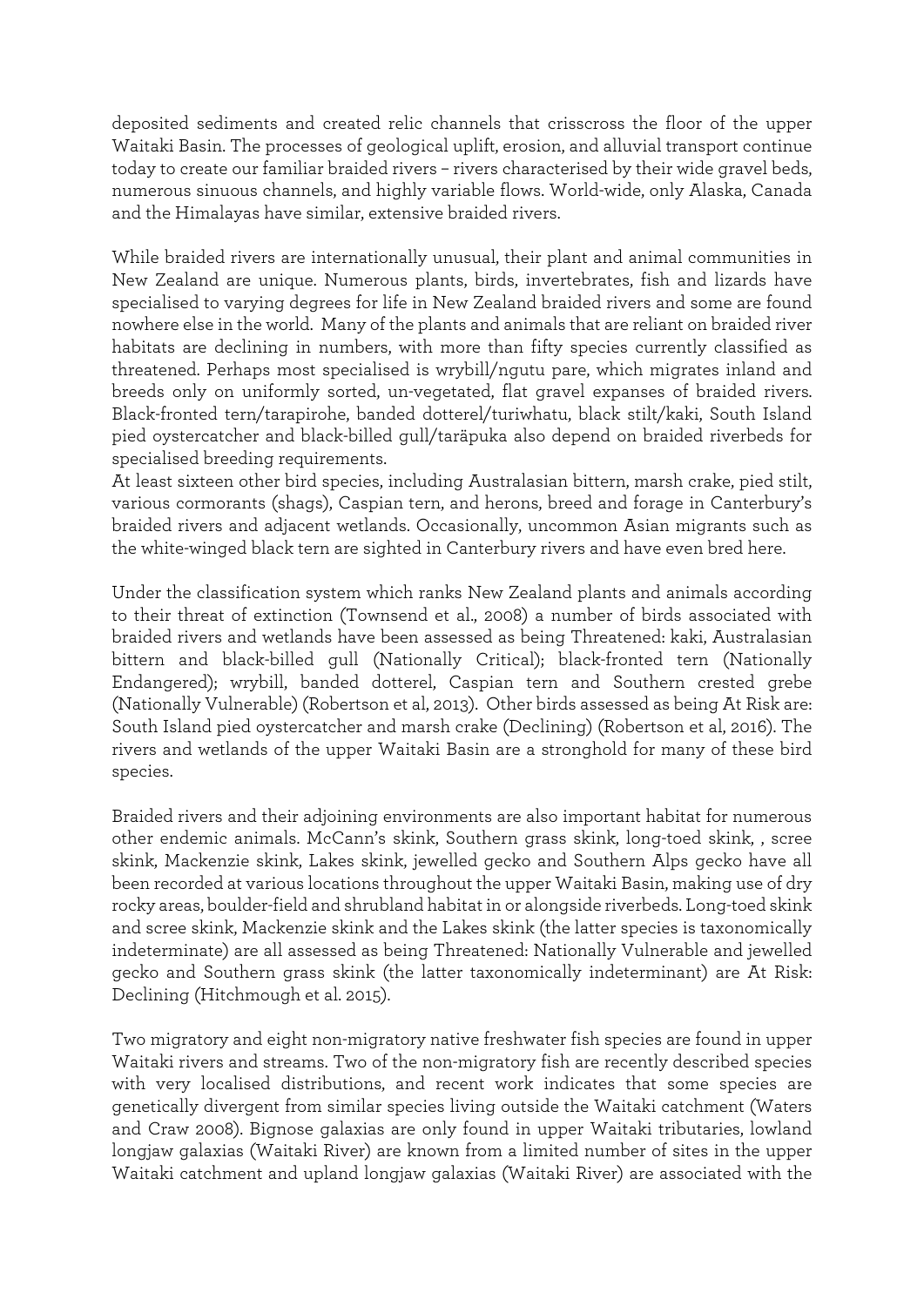deposited sediments and created relic channels that crisscross the floor of the upper Waitaki Basin. The processes of geological uplift, erosion, and alluvial transport continue today to create our familiar braided rivers – rivers characterised by their wide gravel beds, numerous sinuous channels, and highly variable flows. World-wide, only Alaska, Canada and the Himalayas have similar, extensive braided rivers.

While braided rivers are internationally unusual, their plant and animal communities in New Zealand are unique. Numerous plants, birds, invertebrates, fish and lizards have specialised to varying degrees for life in New Zealand braided rivers and some are found nowhere else in the world. Many of the plants and animals that are reliant on braided river habitats are declining in numbers, with more than fifty species currently classified as threatened. Perhaps most specialised is wrybill/ngutu pare, which migrates inland and breeds only on uniformly sorted, un-vegetated, flat gravel expanses of braided rivers. Black-fronted tern/tarapirohe, banded dotterel/turiwhatu, black stilt/kaki, South Island pied oystercatcher and black-billed gull/taräpuka also depend on braided riverbeds for specialised breeding requirements.
At least sixteen other bird species, including Australasian bittern, marsh crake, pied stilt, various cormorants (shags), Caspian tern, and herons, breed and forage in Canterbury's braided rivers and adjacent wetlands. Occasionally, uncommon Asian migrants such as the white-winged black tern are sighted in Canterbury rivers and have even bred here.

Under the classification system which ranks New Zealand plants and animals according to their threat of extinction (Townsend et al., 2008) a number of birds associated with braided rivers and wetlands have been assessed as being Threatened: kaki, Australasian bittern and black-billed gull (Nationally Critical); black-fronted tern (Nationally Endangered); wrybill, banded dotterel, Caspian tern and Southern crested grebe (Nationally Vulnerable) (Robertson et al, 2013). Other birds assessed as being At Risk are: South Island pied oystercatcher and marsh crake (Declining) (Robertson et al, 2016). The rivers and wetlands of the upper Waitaki Basin are a stronghold for many of these bird species.

Braided rivers and their adjoining environments are also important habitat for numerous other endemic animals. McCann's skink, Southern grass skink, long-toed skink, , scree skink, Mackenzie skink, Lakes skink, jewelled gecko and Southern Alps gecko have all been recorded at various locations throughout the upper Waitaki Basin, making use of dry rocky areas, boulder-field and shrubland habitat in or alongside riverbeds. Long-toed skink and scree skink, Mackenzie skink and the Lakes skink (the latter species is taxonomically indeterminate) are all assessed as being Threatened: Nationally Vulnerable and jewelled gecko and Southern grass skink (the latter taxonomically indeterminant) are At Risk: Declining (Hitchmough et al. 2015).

Two migratory and eight non-migratory native freshwater fish species are found in upper Waitaki rivers and streams. Two of the non-migratory fish are recently described species with very localised distributions, and recent work indicates that some species are genetically divergent from similar species living outside the Waitaki catchment (Waters and Craw 2008). Bignose galaxias are only found in upper Waitaki tributaries, lowland longjaw galaxias (Waitaki River) are known from a limited number of sites in the upper Waitaki catchment and upland longjaw galaxias (Waitaki River) are associated with the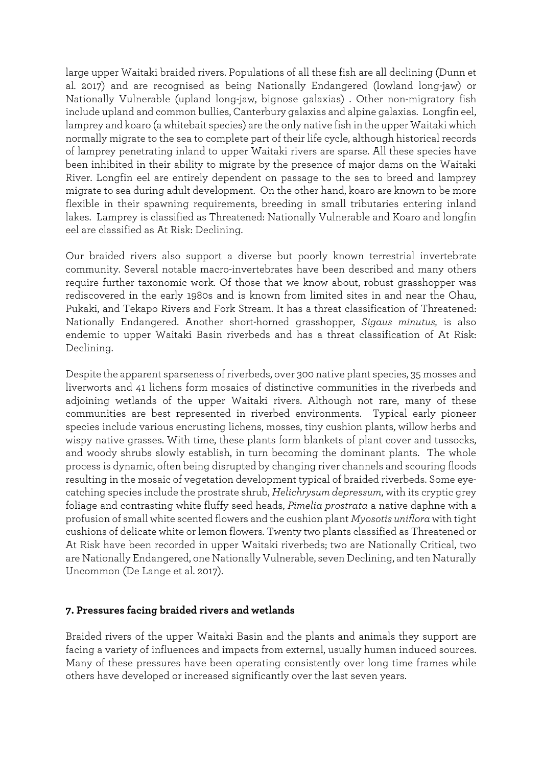large upper Waitaki braided rivers. Populations of all these fish are all declining (Dunn et al. 2017) and are recognised as being Nationally Endangered (lowland long-jaw) or Nationally Vulnerable (upland long-jaw, bignose galaxias) . Other non-migratory fish include upland and common bullies, Canterbury galaxias and alpine galaxias. Longfin eel, lamprey and koaro (a whitebait species) are the only native fish in the upper Waitaki which normally migrate to the sea to complete part of their life cycle, although historical records of lamprey penetrating inland to upper Waitaki rivers are sparse. All these species have been inhibited in their ability to migrate by the presence of major dams on the Waitaki River. Longfin eel are entirely dependent on passage to the sea to breed and lamprey migrate to sea during adult development. On the other hand, koaro are known to be more flexible in their spawning requirements, breeding in small tributaries entering inland lakes. Lamprey is classified as Threatened: Nationally Vulnerable and Koaro and longfin eel are classified as At Risk: Declining.

Our braided rivers also support a diverse but poorly known terrestrial invertebrate community. Several notable macro-invertebrates have been described and many others require further taxonomic work. Of those that we know about, robust grasshopper was rediscovered in the early 1980s and is known from limited sites in and near the Ohau, Pukaki, and Tekapo Rivers and Fork Stream. It has a threat classification of Threatened: Nationally Endangered. Another short-horned grasshopper, *Sigaus minutus,* is also endemic to upper Waitaki Basin riverbeds and has a threat classification of At Risk: Declining.

Despite the apparent sparseness of riverbeds, over 300 native plant species, 35 mosses and liverworts and 41 lichens form mosaics of distinctive communities in the riverbeds and adjoining wetlands of the upper Waitaki rivers. Although not rare, many of these communities are best represented in riverbed environments. Typical early pioneer species include various encrusting lichens, mosses, tiny cushion plants, willow herbs and wispy native grasses. With time, these plants form blankets of plant cover and tussocks, and woody shrubs slowly establish, in turn becoming the dominant plants. The whole process is dynamic, often being disrupted by changing river channels and scouring floods resulting in the mosaic of vegetation development typical of braided riverbeds. Some eye-catching species include the prostrate shrub, *Helichrysum depressum*, with its cryptic grey foliage and contrasting white fluffy seed heads, *Pimelia prostrata* a native daphne with a profusion of small white scented flowers and the cushion plant *Myosotis uniflora* with tight cushions of delicate white or lemon flowers. Twenty two plants classified as Threatened or At Risk have been recorded in upper Waitaki riverbeds; two are Nationally Critical, two are Nationally Endangered, one Nationally Vulnerable, seven Declining, and ten Naturally Uncommon (De Lange et al. 2017).

## 7. Pressures facing braided rivers and wetlands

Braided rivers of the upper Waitaki Basin and the plants and animals they support are facing a variety of influences and impacts from external, usually human induced sources. Many of these pressures have been operating consistently over long time frames while others have developed or increased significantly over the last seven years.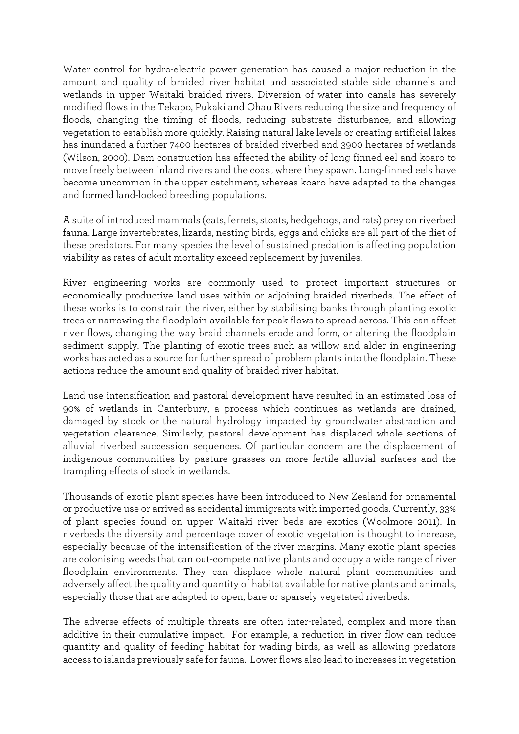Water control for hydro-electric power generation has caused a major reduction in the amount and quality of braided river habitat and associated stable side channels and wetlands in upper Waitaki braided rivers. Diversion of water into canals has severely modified flows in the Tekapo, Pukaki and Ohau Rivers reducing the size and frequency of floods, changing the timing of floods, reducing substrate disturbance, and allowing vegetation to establish more quickly. Raising natural lake levels or creating artificial lakes has inundated a further 7400 hectares of braided riverbed and 3900 hectares of wetlands (Wilson, 2000). Dam construction has affected the ability of long finned eel and koaro to move freely between inland rivers and the coast where they spawn. Long-finned eels have become uncommon in the upper catchment, whereas koaro have adapted to the changes and formed land-locked breeding populations.

A suite of introduced mammals (cats, ferrets, stoats, hedgehogs, and rats) prey on riverbed fauna. Large invertebrates, lizards, nesting birds, eggs and chicks are all part of the diet of these predators. For many species the level of sustained predation is affecting population viability as rates of adult mortality exceed replacement by juveniles.

River engineering works are commonly used to protect important structures or economically productive land uses within or adjoining braided riverbeds. The effect of these works is to constrain the river, either by stabilising banks through planting exotic trees or narrowing the floodplain available for peak flows to spread across. This can affect river flows, changing the way braid channels erode and form, or altering the floodplain sediment supply. The planting of exotic trees such as willow and alder in engineering works has acted as a source for further spread of problem plants into the floodplain. These actions reduce the amount and quality of braided river habitat.

Land use intensification and pastoral development have resulted in an estimated loss of 90% of wetlands in Canterbury, a process which continues as wetlands are drained, damaged by stock or the natural hydrology impacted by groundwater abstraction and vegetation clearance. Similarly, pastoral development has displaced whole sections of alluvial riverbed succession sequences. Of particular concern are the displacement of indigenous communities by pasture grasses on more fertile alluvial surfaces and the trampling effects of stock in wetlands.

Thousands of exotic plant species have been introduced to New Zealand for ornamental or productive use or arrived as accidental immigrants with imported goods. Currently, 33% of plant species found on upper Waitaki river beds are exotics (Woolmore 2011). In riverbeds the diversity and percentage cover of exotic vegetation is thought to increase, especially because of the intensification of the river margins. Many exotic plant species are colonising weeds that can out-compete native plants and occupy a wide range of river floodplain environments. They can displace whole natural plant communities and adversely affect the quality and quantity of habitat available for native plants and animals, especially those that are adapted to open, bare or sparsely vegetated riverbeds.

The adverse effects of multiple threats are often inter-related, complex and more than additive in their cumulative impact. For example, a reduction in river flow can reduce quantity and quality of feeding habitat for wading birds, as well as allowing predators access to islands previously safe for fauna. Lower flows also lead to increases in vegetation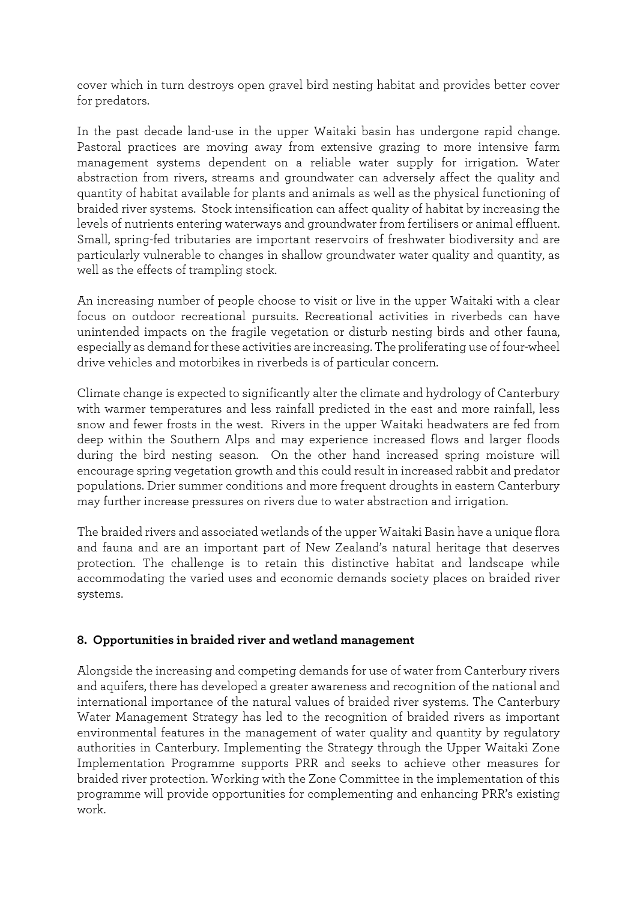cover which in turn destroys open gravel bird nesting habitat and provides better cover for predators.

In the past decade land-use in the upper Waitaki basin has undergone rapid change. Pastoral practices are moving away from extensive grazing to more intensive farm management systems dependent on a reliable water supply for irrigation. Water abstraction from rivers, streams and groundwater can adversely affect the quality and quantity of habitat available for plants and animals as well as the physical functioning of braided river systems. Stock intensification can affect quality of habitat by increasing the levels of nutrients entering waterways and groundwater from fertilisers or animal effluent. Small, spring-fed tributaries are important reservoirs of freshwater biodiversity and are particularly vulnerable to changes in shallow groundwater water quality and quantity, as well as the effects of trampling stock.

An increasing number of people choose to visit or live in the upper Waitaki with a clear focus on outdoor recreational pursuits. Recreational activities in riverbeds can have unintended impacts on the fragile vegetation or disturb nesting birds and other fauna, especially as demand for these activities are increasing. The proliferating use of four-wheel drive vehicles and motorbikes in riverbeds is of particular concern.

Climate change is expected to significantly alter the climate and hydrology of Canterbury with warmer temperatures and less rainfall predicted in the east and more rainfall, less snow and fewer frosts in the west. Rivers in the upper Waitaki headwaters are fed from deep within the Southern Alps and may experience increased flows and larger floods during the bird nesting season. On the other hand increased spring moisture will encourage spring vegetation growth and this could result in increased rabbit and predator populations. Drier summer conditions and more frequent droughts in eastern Canterbury may further increase pressures on rivers due to water abstraction and irrigation.

The braided rivers and associated wetlands of the upper Waitaki Basin have a unique flora and fauna and are an important part of New Zealand's natural heritage that deserves protection. The challenge is to retain this distinctive habitat and landscape while accommodating the varied uses and economic demands society places on braided river systems.

## 8. Opportunities in braided river and wetland management

Alongside the increasing and competing demands for use of water from Canterbury rivers and aquifers, there has developed a greater awareness and recognition of the national and international importance of the natural values of braided river systems. The Canterbury Water Management Strategy has led to the recognition of braided rivers as important environmental features in the management of water quality and quantity by regulatory authorities in Canterbury. Implementing the Strategy through the Upper Waitaki Zone Implementation Programme supports PRR and seeks to achieve other measures for braided river protection. Working with the Zone Committee in the implementation of this programme will provide opportunities for complementing and enhancing PRR's existing work.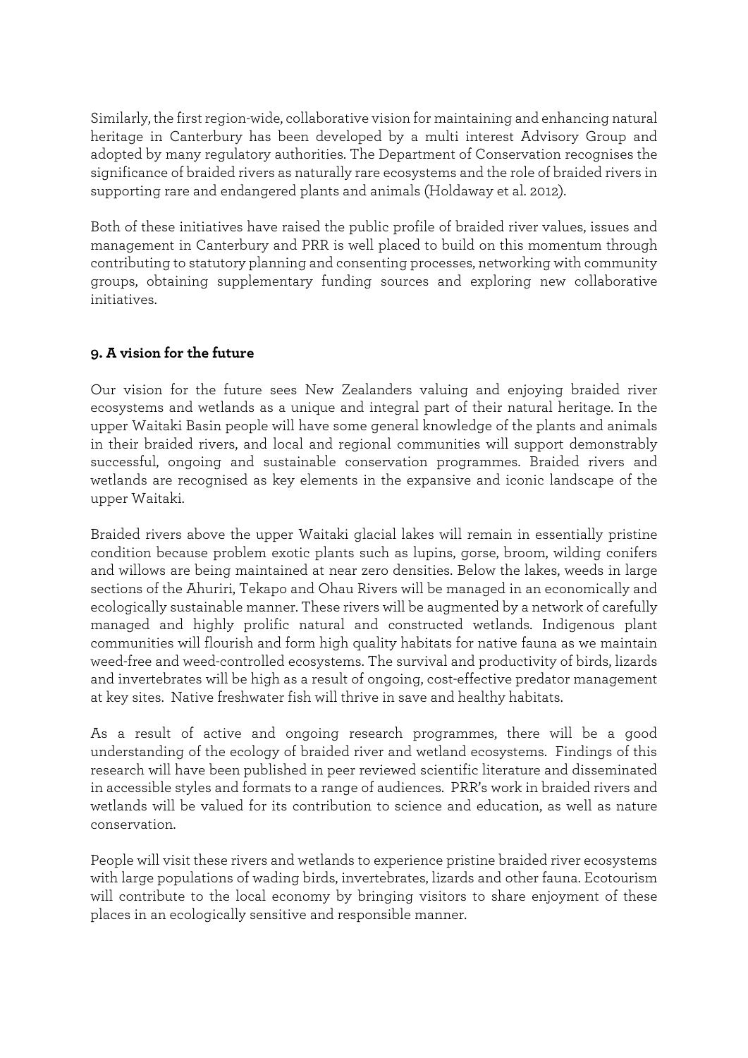Similarly, the first region-wide, collaborative vision for maintaining and enhancing natural heritage in Canterbury has been developed by a multi interest Advisory Group and adopted by many regulatory authorities. The Department of Conservation recognises the significance of braided rivers as naturally rare ecosystems and the role of braided rivers in supporting rare and endangered plants and animals (Holdaway et al. 2012).

Both of these initiatives have raised the public profile of braided river values, issues and management in Canterbury and PRR is well placed to build on this momentum through contributing to statutory planning and consenting processes, networking with community groups, obtaining supplementary funding sources and exploring new collaborative initiatives.

## 9. A vision for the future

Our vision for the future sees New Zealanders valuing and enjoying braided river ecosystems and wetlands as a unique and integral part of their natural heritage. In the upper Waitaki Basin people will have some general knowledge of the plants and animals in their braided rivers, and local and regional communities will support demonstrably successful, ongoing and sustainable conservation programmes. Braided rivers and wetlands are recognised as key elements in the expansive and iconic landscape of the upper Waitaki.

Braided rivers above the upper Waitaki glacial lakes will remain in essentially pristine condition because problem exotic plants such as lupins, gorse, broom, wilding conifers and willows are being maintained at near zero densities. Below the lakes, weeds in large sections of the Ahuriri, Tekapo and Ohau Rivers will be managed in an economically and ecologically sustainable manner. These rivers will be augmented by a network of carefully managed and highly prolific natural and constructed wetlands. Indigenous plant communities will flourish and form high quality habitats for native fauna as we maintain weed-free and weed-controlled ecosystems. The survival and productivity of birds, lizards and invertebrates will be high as a result of ongoing, cost-effective predator management at key sites. Native freshwater fish will thrive in save and healthy habitats.

As a result of active and ongoing research programmes, there will be a good understanding of the ecology of braided river and wetland ecosystems. Findings of this research will have been published in peer reviewed scientific literature and disseminated in accessible styles and formats to a range of audiences. PRR's work in braided rivers and wetlands will be valued for its contribution to science and education, as well as nature conservation.

People will visit these rivers and wetlands to experience pristine braided river ecosystems with large populations of wading birds, invertebrates, lizards and other fauna. Ecotourism will contribute to the local economy by bringing visitors to share enjoyment of these places in an ecologically sensitive and responsible manner.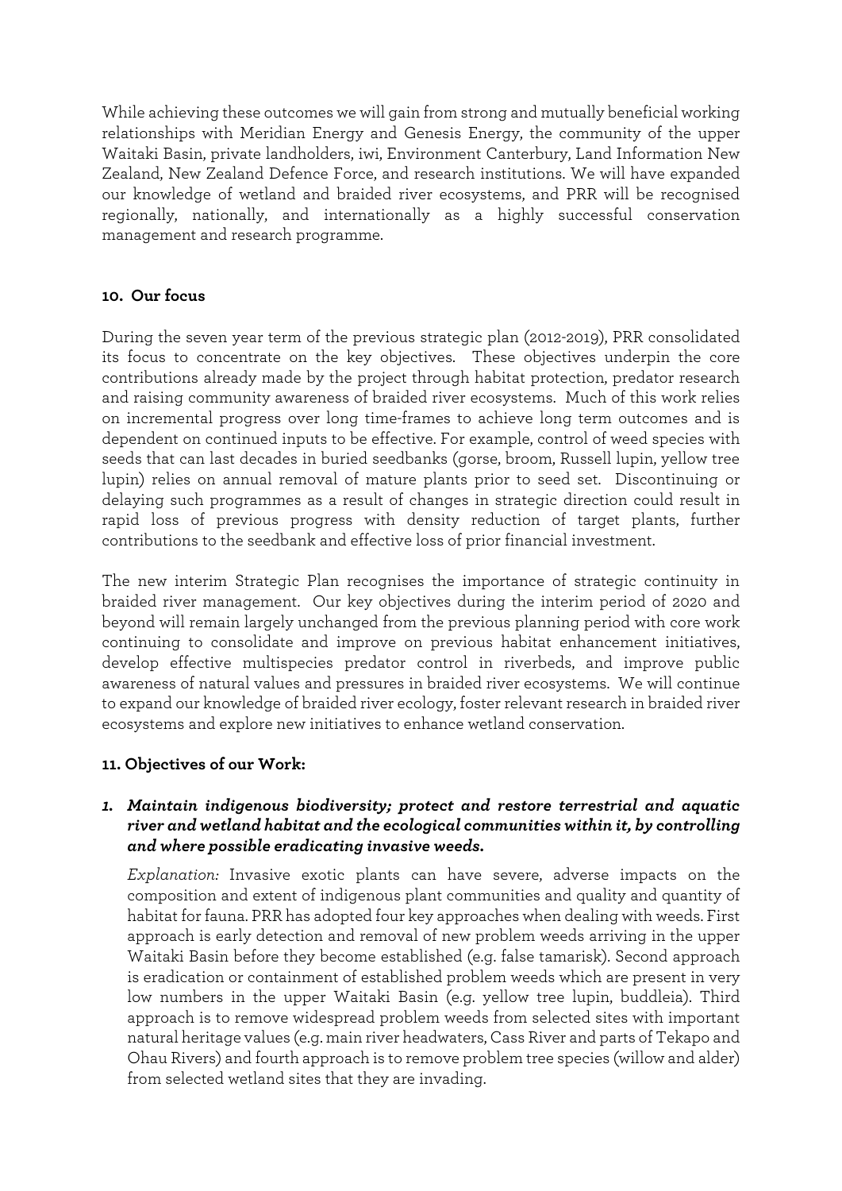While achieving these outcomes we will gain from strong and mutually beneficial working relationships with Meridian Energy and Genesis Energy, the community of the upper Waitaki Basin, private landholders, iwi, Environment Canterbury, Land Information New Zealand, New Zealand Defence Force, and research institutions. We will have expanded our knowledge of wetland and braided river ecosystems, and PRR will be recognised regionally, nationally, and internationally as a highly successful conservation management and research programme.

## 10. Our focus

During the seven year term of the previous strategic plan (2012-2019), PRR consolidated its focus to concentrate on the key objectives. These objectives underpin the core contributions already made by the project through habitat protection, predator research and raising community awareness of braided river ecosystems. Much of this work relies on incremental progress over long time-frames to achieve long term outcomes and is dependent on continued inputs to be effective. For example, control of weed species with seeds that can last decades in buried seedbanks (gorse, broom, Russell lupin, yellow tree lupin) relies on annual removal of mature plants prior to seed set. Discontinuing or delaying such programmes as a result of changes in strategic direction could result in rapid loss of previous progress with density reduction of target plants, further contributions to the seedbank and effective loss of prior financial investment.

The new interim Strategic Plan recognises the importance of strategic continuity in braided river management. Our key objectives during the interim period of 2020 and beyond will remain largely unchanged from the previous planning period with core work continuing to consolidate and improve on previous habitat enhancement initiatives, develop effective multispecies predator control in riverbeds, and improve public awareness of natural values and pressures in braided river ecosystems. We will continue to expand our knowledge of braided river ecology, foster relevant research in braided river ecosystems and explore new initiatives to enhance wetland conservation.

## 11. Objectives of our Work:

1. ***Maintain indigenous biodiversity; protect and restore terrestrial and aquatic river and wetland habitat and the ecological communities within it, by controlling and where possible eradicating invasive weeds.***

   *Explanation:* Invasive exotic plants can have severe, adverse impacts on the composition and extent of indigenous plant communities and quality and quantity of habitat for fauna. PRR has adopted four key approaches when dealing with weeds. First approach is early detection and removal of new problem weeds arriving in the upper Waitaki Basin before they become established (e.g. false tamarisk). Second approach is eradication or containment of established problem weeds which are present in very low numbers in the upper Waitaki Basin (e.g. yellow tree lupin, buddleia). Third approach is to remove widespread problem weeds from selected sites with important natural heritage values (e.g. main river headwaters, Cass River and parts of Tekapo and Ohau Rivers) and fourth approach is to remove problem tree species (willow and alder) from selected wetland sites that they are invading.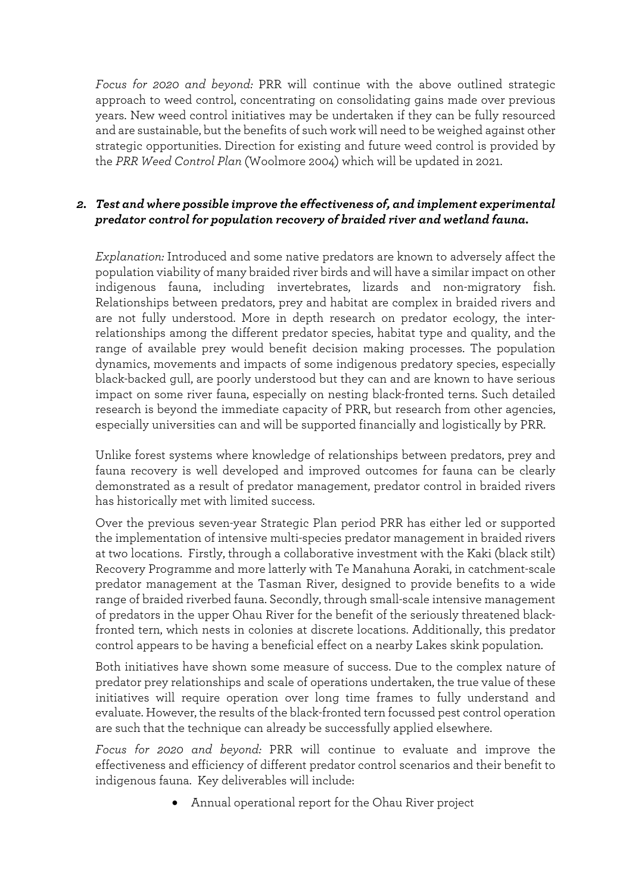*Focus for 2020 and beyond:* PRR will continue with the above outlined strategic approach to weed control, concentrating on consolidating gains made over previous years. New weed control initiatives may be undertaken if they can be fully resourced and are sustainable, but the benefits of such work will need to be weighed against other strategic opportunities. Direction for existing and future weed control is provided by the *PRR Weed Control Plan* (Woolmore 2004) which will be updated in 2021.

### 2. *Test and where possible improve the effectiveness of, and implement experimental predator control for population recovery of braided river and wetland fauna.*

*Explanation:* Introduced and some native predators are known to adversely affect the population viability of many braided river birds and will have a similar impact on other indigenous fauna, including invertebrates, lizards and non-migratory fish. Relationships between predators, prey and habitat are complex in braided rivers and are not fully understood. More in depth research on predator ecology, the inter-relationships among the different predator species, habitat type and quality, and the range of available prey would benefit decision making processes. The population dynamics, movements and impacts of some indigenous predatory species, especially black-backed gull, are poorly understood but they can and are known to have serious impact on some river fauna, especially on nesting black-fronted terns. Such detailed research is beyond the immediate capacity of PRR, but research from other agencies, especially universities can and will be supported financially and logistically by PRR.

Unlike forest systems where knowledge of relationships between predators, prey and fauna recovery is well developed and improved outcomes for fauna can be clearly demonstrated as a result of predator management, predator control in braided rivers has historically met with limited success.

Over the previous seven-year Strategic Plan period PRR has either led or supported the implementation of intensive multi-species predator management in braided rivers at two locations. Firstly, through a collaborative investment with the Kaki (black stilt) Recovery Programme and more latterly with Te Manahuna Aoraki, in catchment-scale predator management at the Tasman River, designed to provide benefits to a wide range of braided riverbed fauna. Secondly, through small-scale intensive management of predators in the upper Ohau River for the benefit of the seriously threatened black-fronted tern, which nests in colonies at discrete locations. Additionally, this predator control appears to be having a beneficial effect on a nearby Lakes skink population.

Both initiatives have shown some measure of success. Due to the complex nature of predator prey relationships and scale of operations undertaken, the true value of these initiatives will require operation over long time frames to fully understand and evaluate. However, the results of the black-fronted tern focussed pest control operation are such that the technique can already be successfully applied elsewhere.

*Focus for 2020 and beyond:* PRR will continue to evaluate and improve the effectiveness and efficiency of different predator control scenarios and their benefit to indigenous fauna. Key deliverables will include:

- Annual operational report for the Ohau River project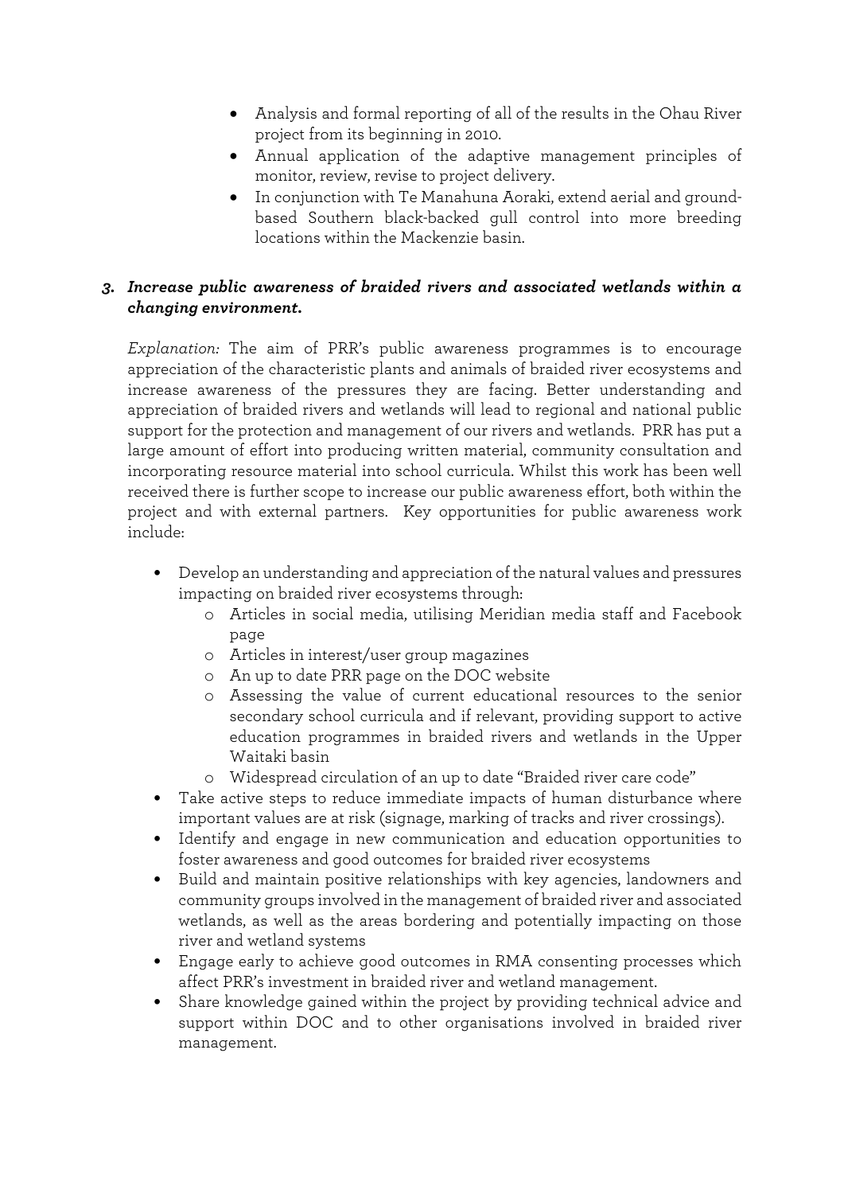- Analysis and formal reporting of all of the results in the Ohau River project from its beginning in 2010.
- Annual application of the adaptive management principles of monitor, review, revise to project delivery.
- In conjunction with Te Manahuna Aoraki, extend aerial and ground-based Southern black-backed gull control into more breeding locations within the Mackenzie basin.

### 3. *Increase public awareness of braided rivers and associated wetlands within a changing environment.*

*Explanation:* The aim of PRR's public awareness programmes is to encourage appreciation of the characteristic plants and animals of braided river ecosystems and increase awareness of the pressures they are facing. Better understanding and appreciation of braided rivers and wetlands will lead to regional and national public support for the protection and management of our rivers and wetlands. PRR has put a large amount of effort into producing written material, community consultation and incorporating resource material into school curricula. Whilst this work has been well received there is further scope to increase our public awareness effort, both within the project and with external partners. Key opportunities for public awareness work include:

- Develop an understanding and appreciation of the natural values and pressures impacting on braided river ecosystems through:
  - Articles in social media, utilising Meridian media staff and Facebook page
  - Articles in interest/user group magazines
  - An up to date PRR page on the DOC website
  - Assessing the value of current educational resources to the senior secondary school curricula and if relevant, providing support to active education programmes in braided rivers and wetlands in the Upper Waitaki basin
  - Widespread circulation of an up to date "Braided river care code"
- Take active steps to reduce immediate impacts of human disturbance where important values are at risk (signage, marking of tracks and river crossings).
- Identify and engage in new communication and education opportunities to foster awareness and good outcomes for braided river ecosystems
- Build and maintain positive relationships with key agencies, landowners and community groups involved in the management of braided river and associated wetlands, as well as the areas bordering and potentially impacting on those river and wetland systems
- Engage early to achieve good outcomes in RMA consenting processes which affect PRR's investment in braided river and wetland management.
- Share knowledge gained within the project by providing technical advice and support within DOC and to other organisations involved in braided river management.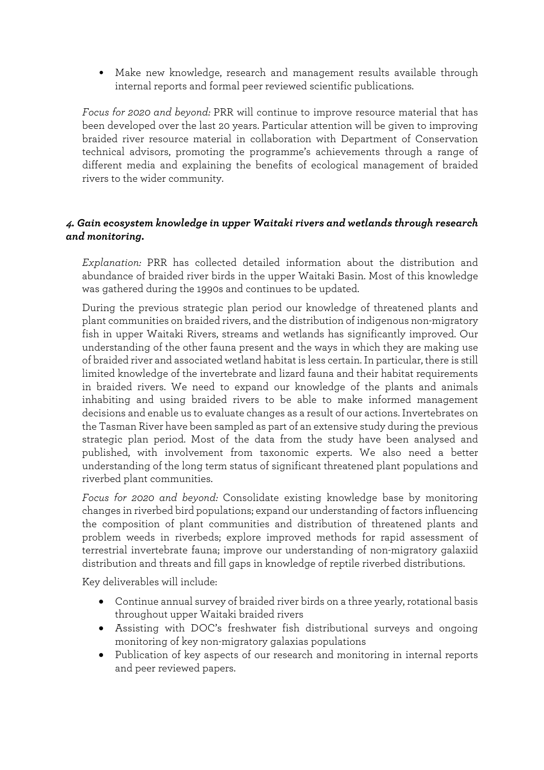- Make new knowledge, research and management results available through internal reports and formal peer reviewed scientific publications.

*Focus for 2020 and beyond:* PRR will continue to improve resource material that has been developed over the last 20 years. Particular attention will be given to improving braided river resource material in collaboration with Department of Conservation technical advisors, promoting the programme's achievements through a range of different media and explaining the benefits of ecological management of braided rivers to the wider community.

### *4. Gain ecosystem knowledge in upper Waitaki rivers and wetlands through research and monitoring.*

*Explanation:* PRR has collected detailed information about the distribution and abundance of braided river birds in the upper Waitaki Basin. Most of this knowledge was gathered during the 1990s and continues to be updated.

During the previous strategic plan period our knowledge of threatened plants and plant communities on braided rivers, and the distribution of indigenous non-migratory fish in upper Waitaki Rivers, streams and wetlands has significantly improved. Our understanding of the other fauna present and the ways in which they are making use of braided river and associated wetland habitat is less certain. In particular, there is still limited knowledge of the invertebrate and lizard fauna and their habitat requirements in braided rivers. We need to expand our knowledge of the plants and animals inhabiting and using braided rivers to be able to make informed management decisions and enable us to evaluate changes as a result of our actions. Invertebrates on the Tasman River have been sampled as part of an extensive study during the previous strategic plan period. Most of the data from the study have been analysed and published, with involvement from taxonomic experts. We also need a better understanding of the long term status of significant threatened plant populations and riverbed plant communities.

*Focus for 2020 and beyond:* Consolidate existing knowledge base by monitoring changes in riverbed bird populations; expand our understanding of factors influencing the composition of plant communities and distribution of threatened plants and problem weeds in riverbeds; explore improved methods for rapid assessment of terrestrial invertebrate fauna; improve our understanding of non-migratory galaxiid distribution and threats and fill gaps in knowledge of reptile riverbed distributions.

Key deliverables will include:

- Continue annual survey of braided river birds on a three yearly, rotational basis throughout upper Waitaki braided rivers
- Assisting with DOC's freshwater fish distributional surveys and ongoing monitoring of key non-migratory galaxias populations
- Publication of key aspects of our research and monitoring in internal reports and peer reviewed papers.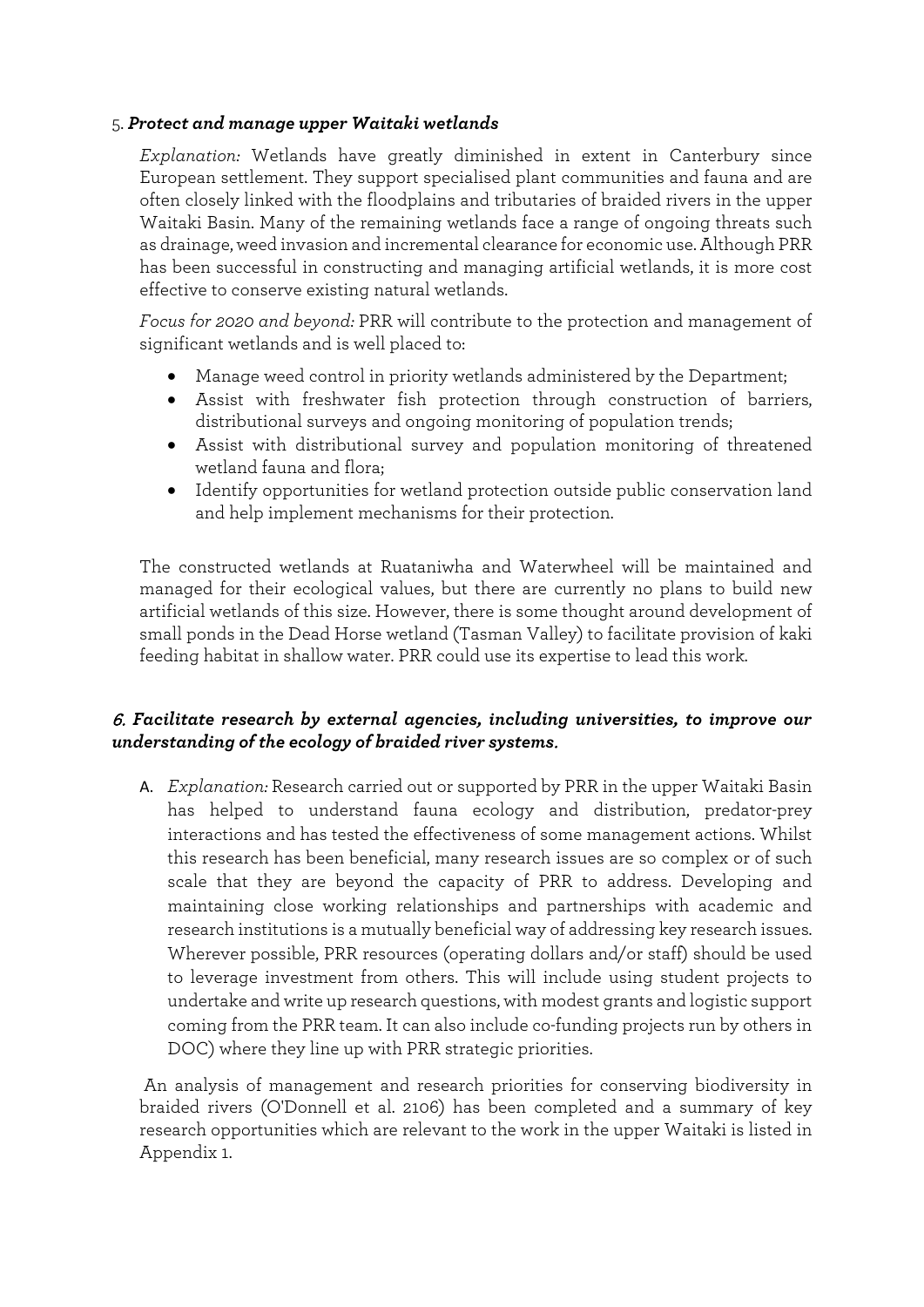5. ***Protect and manage upper Waitaki wetlands***

*Explanation:* Wetlands have greatly diminished in extent in Canterbury since European settlement. They support specialised plant communities and fauna and are often closely linked with the floodplains and tributaries of braided rivers in the upper Waitaki Basin. Many of the remaining wetlands face a range of ongoing threats such as drainage, weed invasion and incremental clearance for economic use. Although PRR has been successful in constructing and managing artificial wetlands, it is more cost effective to conserve existing natural wetlands.

*Focus for 2020 and beyond:* PRR will contribute to the protection and management of significant wetlands and is well placed to:

- Manage weed control in priority wetlands administered by the Department;
- Assist with freshwater fish protection through construction of barriers, distributional surveys and ongoing monitoring of population trends;
- Assist with distributional survey and population monitoring of threatened wetland fauna and flora;
- Identify opportunities for wetland protection outside public conservation land and help implement mechanisms for their protection.

The constructed wetlands at Ruataniwha and Waterwheel will be maintained and managed for their ecological values, but there are currently no plans to build new artificial wetlands of this size. However, there is some thought around development of small ponds in the Dead Horse wetland (Tasman Valley) to facilitate provision of kaki feeding habitat in shallow water. PRR could use its expertise to lead this work.

***6. Facilitate research by external agencies, including universities, to improve our understanding of the ecology of braided river systems.***

A. *Explanation:* Research carried out or supported by PRR in the upper Waitaki Basin has helped to understand fauna ecology and distribution, predator-prey interactions and has tested the effectiveness of some management actions. Whilst this research has been beneficial, many research issues are so complex or of such scale that they are beyond the capacity of PRR to address. Developing and maintaining close working relationships and partnerships with academic and research institutions is a mutually beneficial way of addressing key research issues. Wherever possible, PRR resources (operating dollars and/or staff) should be used to leverage investment from others. This will include using student projects to undertake and write up research questions, with modest grants and logistic support coming from the PRR team. It can also include co-funding projects run by others in DOC) where they line up with PRR strategic priorities.

An analysis of management and research priorities for conserving biodiversity in braided rivers (O'Donnell et al. 2106) has been completed and a summary of key research opportunities which are relevant to the work in the upper Waitaki is listed in Appendix 1.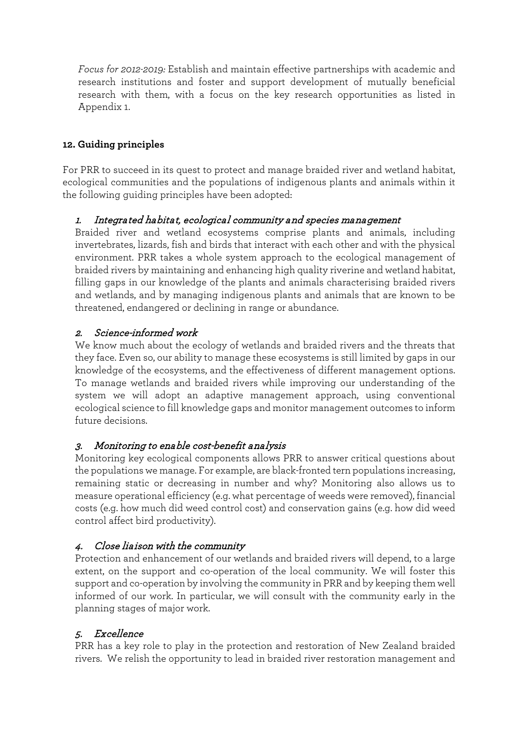*Focus for 2012-2019:* Establish and maintain effective partnerships with academic and research institutions and foster and support development of mutually beneficial research with them, with a focus on the key research opportunities as listed in Appendix 1.

## 12. Guiding principles

For PRR to succeed in its quest to protect and manage braided river and wetland habitat, ecological communities and the populations of indigenous plants and animals within it the following guiding principles have been adopted:

### 1. *Integrated habitat, ecological community and species management*

Braided river and wetland ecosystems comprise plants and animals, including invertebrates, lizards, fish and birds that interact with each other and with the physical environment. PRR takes a whole system approach to the ecological management of braided rivers by maintaining and enhancing high quality riverine and wetland habitat, filling gaps in our knowledge of the plants and animals characterising braided rivers and wetlands, and by managing indigenous plants and animals that are known to be threatened, endangered or declining in range or abundance.

### 2. *Science-informed work*

We know much about the ecology of wetlands and braided rivers and the threats that they face. Even so, our ability to manage these ecosystems is still limited by gaps in our knowledge of the ecosystems, and the effectiveness of different management options. To manage wetlands and braided rivers while improving our understanding of the system we will adopt an adaptive management approach, using conventional ecological science to fill knowledge gaps and monitor management outcomes to inform future decisions.

### 3. *Monitoring to enable cost-benefit analysis*

Monitoring key ecological components allows PRR to answer critical questions about the populations we manage. For example, are black-fronted tern populations increasing, remaining static or decreasing in number and why? Monitoring also allows us to measure operational efficiency (e.g. what percentage of weeds were removed), financial costs (e.g. how much did weed control cost) and conservation gains (e.g. how did weed control affect bird productivity).

### 4. *Close liaison with the community*

Protection and enhancement of our wetlands and braided rivers will depend, to a large extent, on the support and co-operation of the local community. We will foster this support and co-operation by involving the community in PRR and by keeping them well informed of our work. In particular, we will consult with the community early in the planning stages of major work.

### 5. *Excellence*

PRR has a key role to play in the protection and restoration of New Zealand braided rivers. We relish the opportunity to lead in braided river restoration management and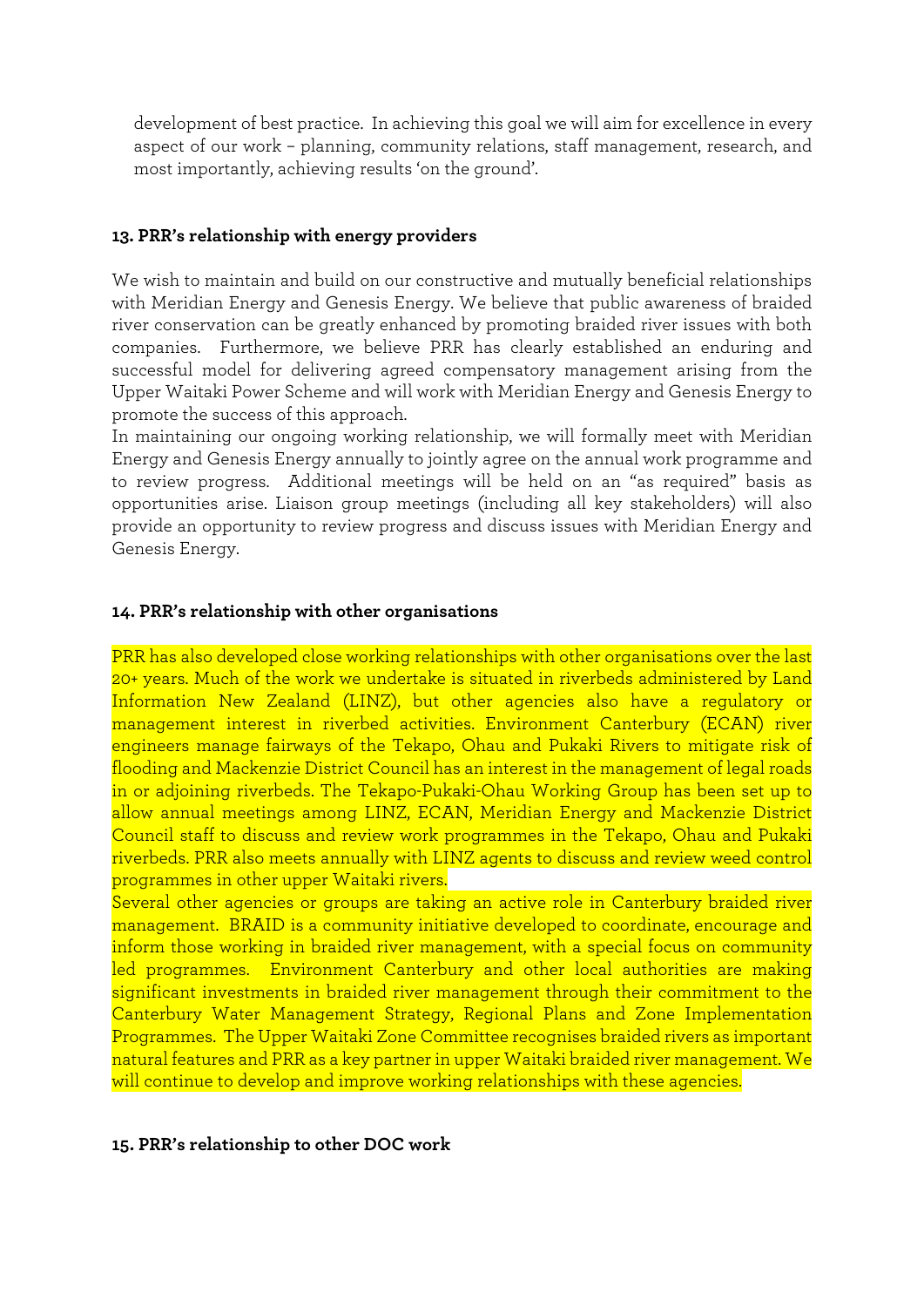development of best practice. In achieving this goal we will aim for excellence in every aspect of our work – planning, community relations, staff management, research, and most importantly, achieving results 'on the ground'.

**13. PRR's relationship with energy providers**

We wish to maintain and build on our constructive and mutually beneficial relationships with Meridian Energy and Genesis Energy. We believe that public awareness of braided river conservation can be greatly enhanced by promoting braided river issues with both companies. Furthermore, we believe PRR has clearly established an enduring and successful model for delivering agreed compensatory management arising from the Upper Waitaki Power Scheme and will work with Meridian Energy and Genesis Energy to promote the success of this approach.

In maintaining our ongoing working relationship, we will formally meet with Meridian Energy and Genesis Energy annually to jointly agree on the annual work programme and to review progress. Additional meetings will be held on an "as required" basis as opportunities arise. Liaison group meetings (including all key stakeholders) will also provide an opportunity to review progress and discuss issues with Meridian Energy and Genesis Energy.

**14. PRR's relationship with other organisations**

PRR has also developed close working relationships with other organisations over the last 20+ years. Much of the work we undertake is situated in riverbeds administered by Land Information New Zealand (LINZ), but other agencies also have a regulatory or management interest in riverbed activities. Environment Canterbury (ECAN) river engineers manage fairways of the Tekapo, Ohau and Pukaki Rivers to mitigate risk of flooding and Mackenzie District Council has an interest in the management of legal roads in or adjoining riverbeds. The Tekapo-Pukaki-Ohau Working Group has been set up to allow annual meetings among LINZ, ECAN, Meridian Energy and Mackenzie District Council staff to discuss and review work programmes in the Tekapo, Ohau and Pukaki riverbeds. PRR also meets annually with LINZ agents to discuss and review weed control programmes in other upper Waitaki rivers.

Several other agencies or groups are taking an active role in Canterbury braided river management. BRAID is a community initiative developed to coordinate, encourage and inform those working in braided river management, with a special focus on community led programmes. Environment Canterbury and other local authorities are making significant investments in braided river management through their commitment to the Canterbury Water Management Strategy, Regional Plans and Zone Implementation Programmes. The Upper Waitaki Zone Committee recognises braided rivers as important natural features and PRR as a key partner in upper Waitaki braided river management. We will continue to develop and improve working relationships with these agencies.

**15. PRR's relationship to other DOC work**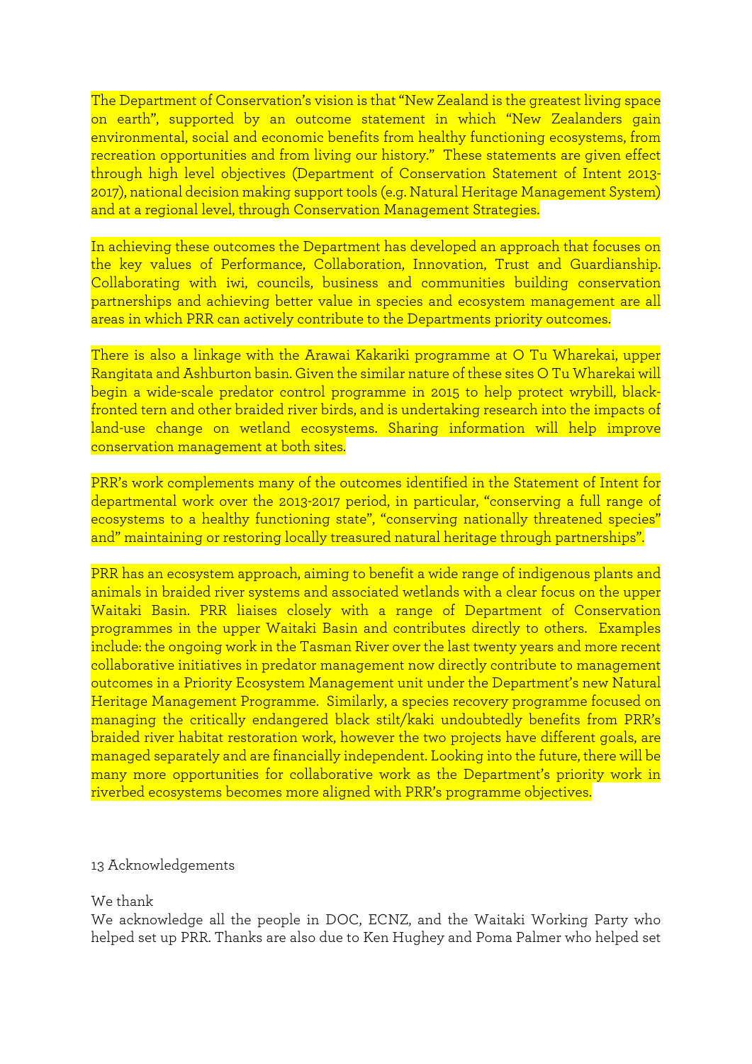The Department of Conservation's vision is that "New Zealand is the greatest living space on earth", supported by an outcome statement in which "New Zealanders gain environmental, social and economic benefits from healthy functioning ecosystems, from recreation opportunities and from living our history." These statements are given effect through high level objectives (Department of Conservation Statement of Intent 2013-2017), national decision making support tools (e.g. Natural Heritage Management System) and at a regional level, through Conservation Management Strategies.

In achieving these outcomes the Department has developed an approach that focuses on the key values of Performance, Collaboration, Innovation, Trust and Guardianship. Collaborating with iwi, councils, business and communities building conservation partnerships and achieving better value in species and ecosystem management are all areas in which PRR can actively contribute to the Departments priority outcomes.

There is also a linkage with the Arawai Kakariki programme at O Tu Wharekai, upper Rangitata and Ashburton basin. Given the similar nature of these sites O Tu Wharekai will begin a wide-scale predator control programme in 2015 to help protect wrybill, black-fronted tern and other braided river birds, and is undertaking research into the impacts of land-use change on wetland ecosystems. Sharing information will help improve conservation management at both sites.

PRR's work complements many of the outcomes identified in the Statement of Intent for departmental work over the 2013-2017 period, in particular, "conserving a full range of ecosystems to a healthy functioning state", "conserving nationally threatened species" and" maintaining or restoring locally treasured natural heritage through partnerships".

PRR has an ecosystem approach, aiming to benefit a wide range of indigenous plants and animals in braided river systems and associated wetlands with a clear focus on the upper Waitaki Basin. PRR liaises closely with a range of Department of Conservation programmes in the upper Waitaki Basin and contributes directly to others. Examples include: the ongoing work in the Tasman River over the last twenty years and more recent collaborative initiatives in predator management now directly contribute to management outcomes in a Priority Ecosystem Management unit under the Department's new Natural Heritage Management Programme. Similarly, a species recovery programme focused on managing the critically endangered black stilt/kaki undoubtedly benefits from PRR's braided river habitat restoration work, however the two projects have different goals, are managed separately and are financially independent. Looking into the future, there will be many more opportunities for collaborative work as the Department's priority work in riverbed ecosystems becomes more aligned with PRR's programme objectives.

## 13 Acknowledgements

We thank

We acknowledge all the people in DOC, ECNZ, and the Waitaki Working Party who helped set up PRR. Thanks are also due to Ken Hughey and Poma Palmer who helped set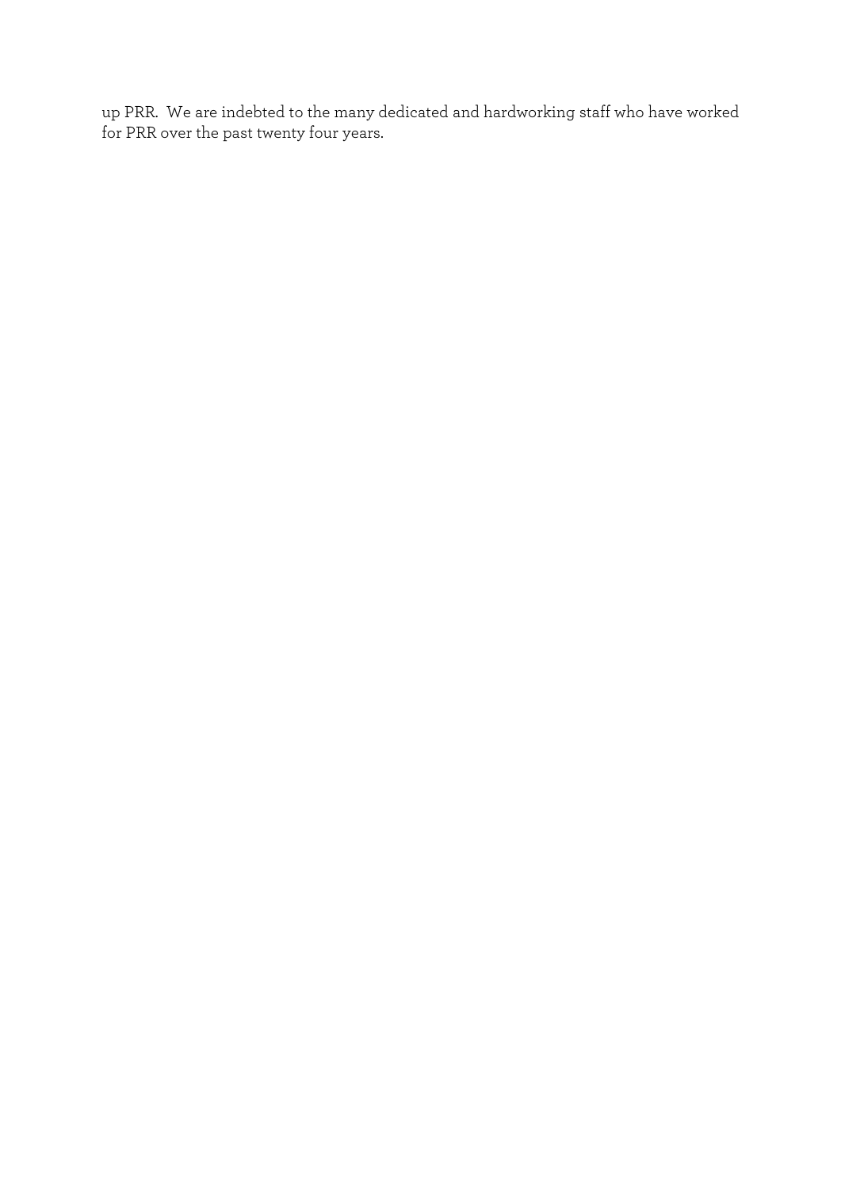up PRR. We are indebted to the many dedicated and hardworking staff who have worked for PRR over the past twenty four years.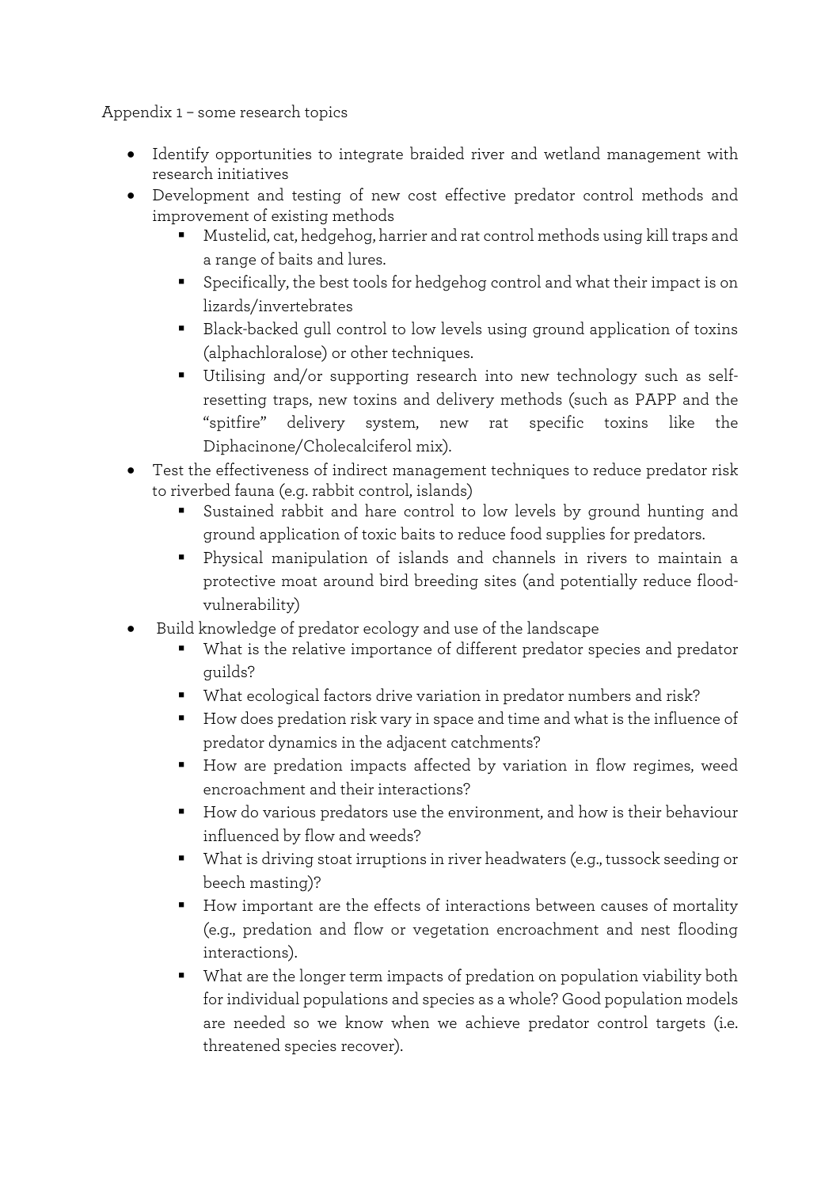Appendix 1 – some research topics

- Identify opportunities to integrate braided river and wetland management with research initiatives
- Development and testing of new cost effective predator control methods and improvement of existing methods
    - Mustelid, cat, hedgehog, harrier and rat control methods using kill traps and a range of baits and lures.
    - Specifically, the best tools for hedgehog control and what their impact is on lizards/invertebrates
    - Black-backed gull control to low levels using ground application of toxins (alphachloralose) or other techniques.
    - Utilising and/or supporting research into new technology such as self-resetting traps, new toxins and delivery methods (such as PAPP and the "spitfire" delivery system, new rat specific toxins like the Diphacinone/Cholecalciferol mix).
- Test the effectiveness of indirect management techniques to reduce predator risk to riverbed fauna (e.g. rabbit control, islands)
    - Sustained rabbit and hare control to low levels by ground hunting and ground application of toxic baits to reduce food supplies for predators.
    - Physical manipulation of islands and channels in rivers to maintain a protective moat around bird breeding sites (and potentially reduce flood-vulnerability)
- Build knowledge of predator ecology and use of the landscape
    - What is the relative importance of different predator species and predator guilds?
    - What ecological factors drive variation in predator numbers and risk?
    - How does predation risk vary in space and time and what is the influence of predator dynamics in the adjacent catchments?
    - How are predation impacts affected by variation in flow regimes, weed encroachment and their interactions?
    - How do various predators use the environment, and how is their behaviour influenced by flow and weeds?
    - What is driving stoat irruptions in river headwaters (e.g., tussock seeding or beech masting)?
    - How important are the effects of interactions between causes of mortality (e.g., predation and flow or vegetation encroachment and nest flooding interactions).
    - What are the longer term impacts of predation on population viability both for individual populations and species as a whole? Good population models are needed so we know when we achieve predator control targets (i.e. threatened species recover).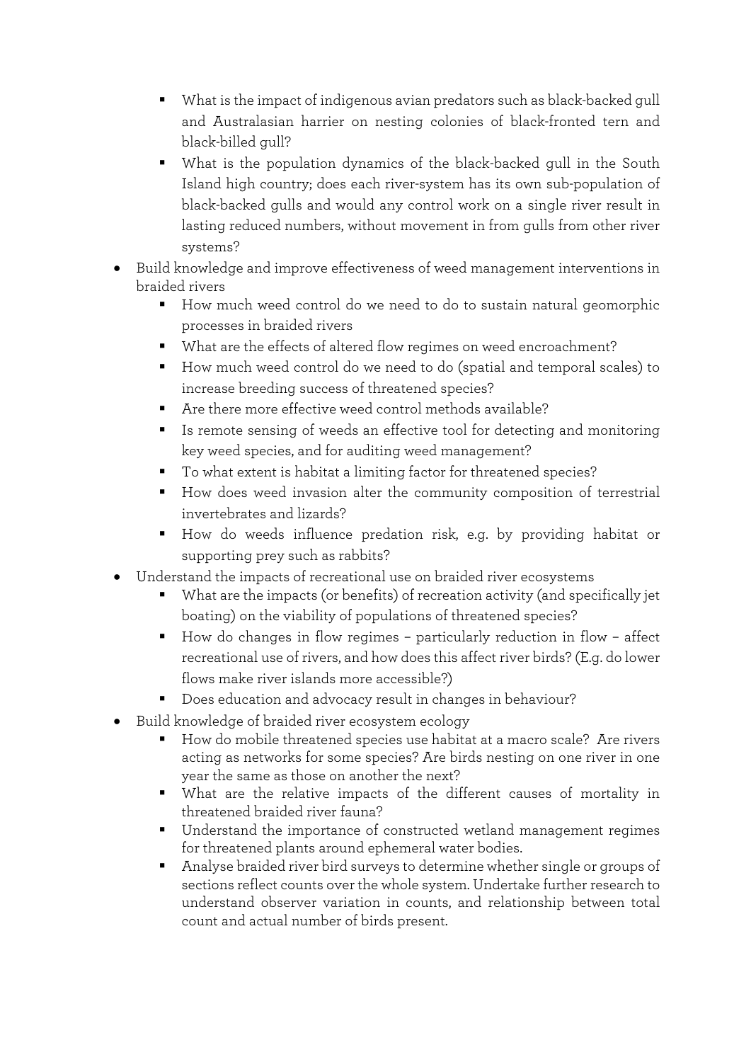- What is the impact of indigenous avian predators such as black-backed gull and Australasian harrier on nesting colonies of black-fronted tern and black-billed gull?
  - What is the population dynamics of the black-backed gull in the South Island high country; does each river-system has its own sub-population of black-backed gulls and would any control work on a single river result in lasting reduced numbers, without movement in from gulls from other river systems?
- Build knowledge and improve effectiveness of weed management interventions in braided rivers
  - How much weed control do we need to do to sustain natural geomorphic processes in braided rivers
  - What are the effects of altered flow regimes on weed encroachment?
  - How much weed control do we need to do (spatial and temporal scales) to increase breeding success of threatened species?
  - Are there more effective weed control methods available?
  - Is remote sensing of weeds an effective tool for detecting and monitoring key weed species, and for auditing weed management?
  - To what extent is habitat a limiting factor for threatened species?
  - How does weed invasion alter the community composition of terrestrial invertebrates and lizards?
  - How do weeds influence predation risk, e.g. by providing habitat or supporting prey such as rabbits?
- Understand the impacts of recreational use on braided river ecosystems
  - What are the impacts (or benefits) of recreation activity (and specifically jet boating) on the viability of populations of threatened species?
  - How do changes in flow regimes – particularly reduction in flow – affect recreational use of rivers, and how does this affect river birds? (E.g. do lower flows make river islands more accessible?)
  - Does education and advocacy result in changes in behaviour?
- Build knowledge of braided river ecosystem ecology
  - How do mobile threatened species use habitat at a macro scale? Are rivers acting as networks for some species? Are birds nesting on one river in one year the same as those on another the next?
  - What are the relative impacts of the different causes of mortality in threatened braided river fauna?
  - Understand the importance of constructed wetland management regimes for threatened plants around ephemeral water bodies.
  - Analyse braided river bird surveys to determine whether single or groups of sections reflect counts over the whole system. Undertake further research to understand observer variation in counts, and relationship between total count and actual number of birds present.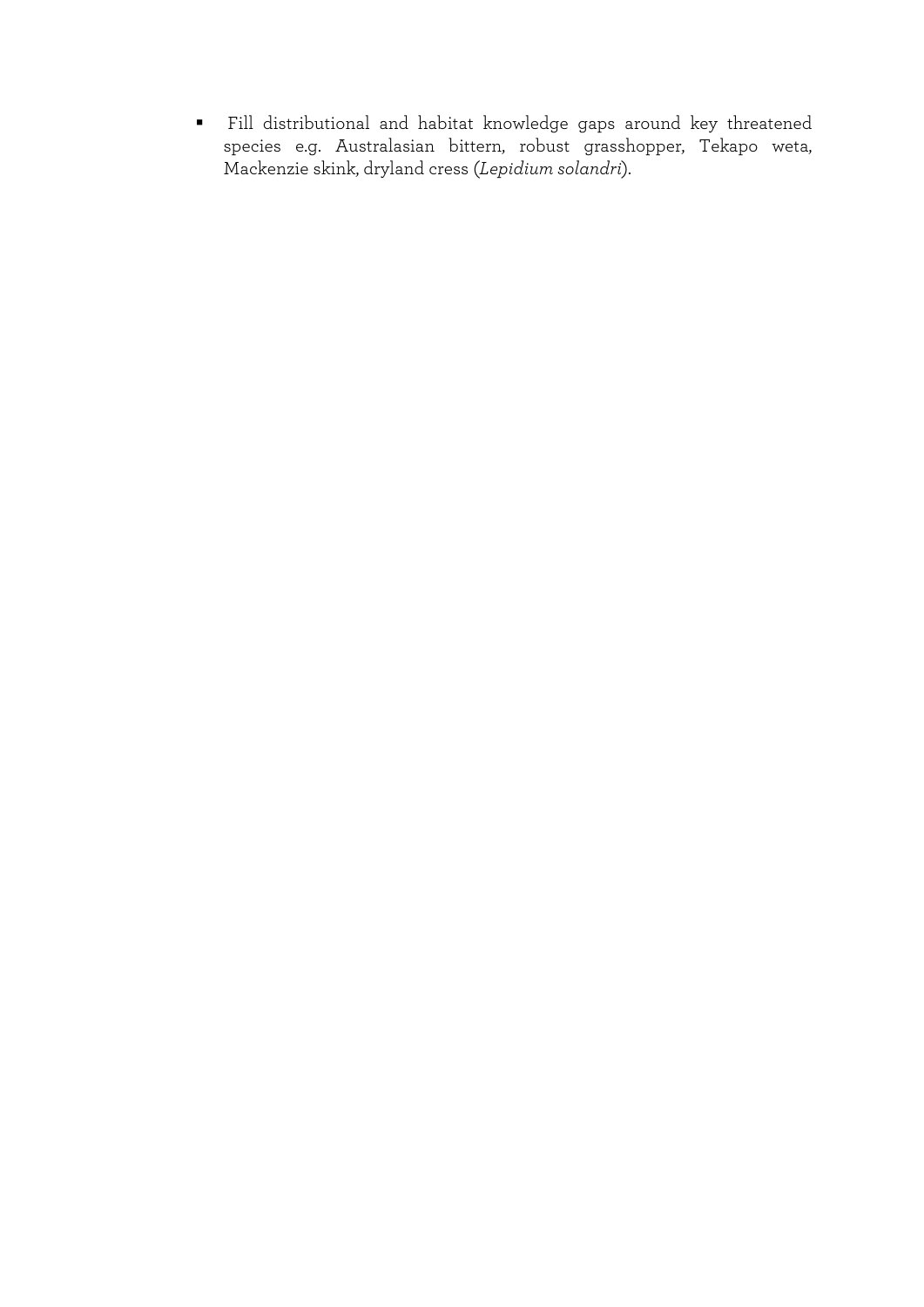- Fill distributional and habitat knowledge gaps around key threatened species e.g. Australasian bittern, robust grasshopper, Tekapo weta, Mackenzie skink, dryland cress (*Lepidium solandri*).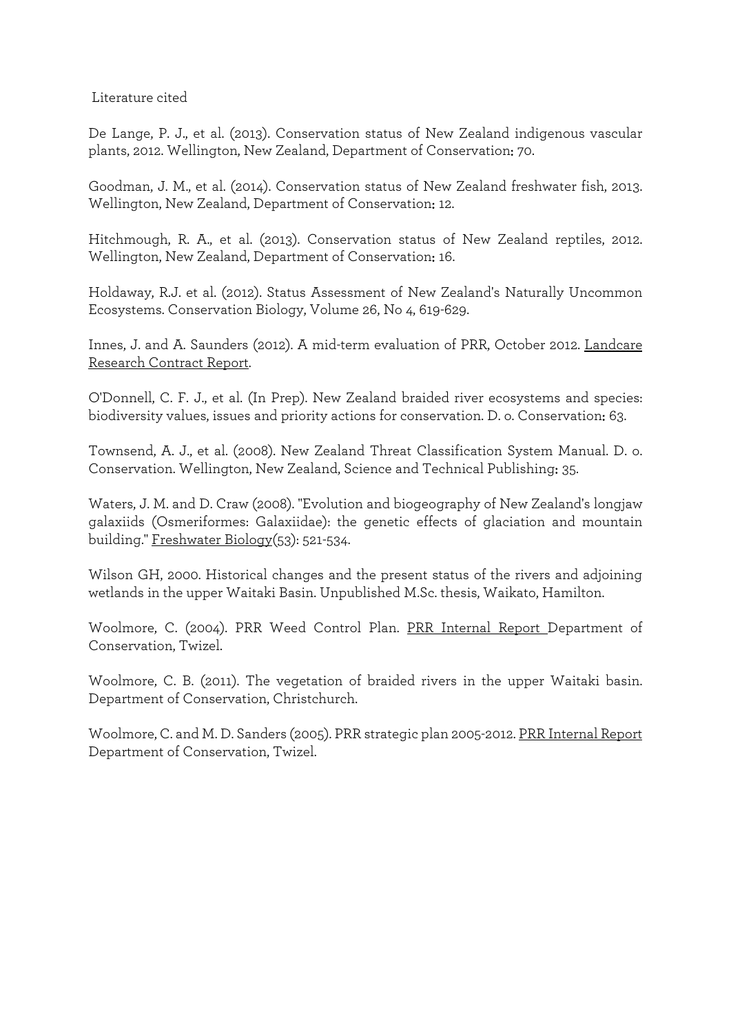Literature cited

De Lange, P. J., et al. (2013). Conservation status of New Zealand indigenous vascular plants, 2012. Wellington, New Zealand, Department of Conservation: 70.

Goodman, J. M., et al. (2014). Conservation status of New Zealand freshwater fish, 2013. Wellington, New Zealand, Department of Conservation: 12.

Hitchmough, R. A., et al. (2013). Conservation status of New Zealand reptiles, 2012. Wellington, New Zealand, Department of Conservation: 16.

Holdaway, R.J. et al. (2012). Status Assessment of New Zealand's Naturally Uncommon Ecosystems. Conservation Biology, Volume 26, No 4, 619-629.

Innes, J. and A. Saunders (2012). A mid-term evaluation of PRR, October 2012. Landcare Research Contract Report.

O'Donnell, C. F. J., et al. (In Prep). New Zealand braided river ecosystems and species: biodiversity values, issues and priority actions for conservation. D. o. Conservation: 63.

Townsend, A. J., et al. (2008). New Zealand Threat Classification System Manual. D. o. Conservation. Wellington, New Zealand, Science and Technical Publishing: 35.

Waters, J. M. and D. Craw (2008). "Evolution and biogeography of New Zealand's longjaw galaxiids (Osmeriformes: Galaxiidae): the genetic effects of glaciation and mountain building." Freshwater Biology(53): 521-534.

Wilson GH, 2000. Historical changes and the present status of the rivers and adjoining wetlands in the upper Waitaki Basin. Unpublished M.Sc. thesis, Waikato, Hamilton.

Woolmore, C. (2004). PRR Weed Control Plan. PRR Internal Report Department of Conservation, Twizel.

Woolmore, C. B. (2011). The vegetation of braided rivers in the upper Waitaki basin. Department of Conservation, Christchurch.

Woolmore, C. and M. D. Sanders (2005). PRR strategic plan 2005-2012. PRR Internal Report Department of Conservation, Twizel.